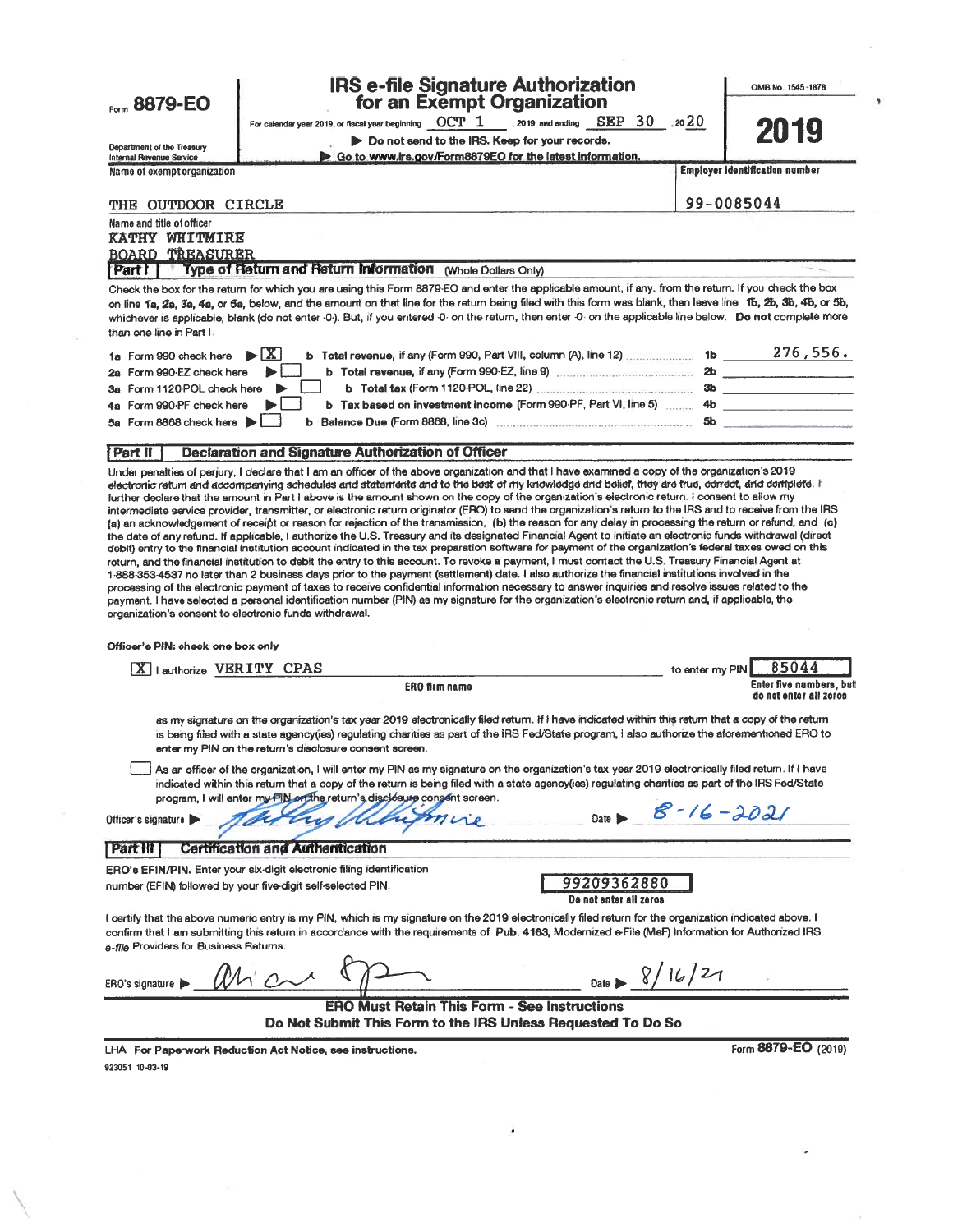Form **8879-EO**

Department of the Treasury
Internal Revenue Service

# IRS e-file Signature Authorization for an Exempt Organization

For calendar year 2019, or fiscal year beginning OCT 1, 2019, and ending SEP 30, 20 20

▶ Do not send to the IRS. Keep for your records.

▶ Go to www.irs.gov/Form8879EO for the latest information.

OMB No. 1545-1878

**2019**

Name of exempt organization: THE OUTDOOR CIRCLE

Employer identification number: 99-0085044

Name and title of officer: KATHY WHITMIRE, BOARD TREASURER

## Part I — Type of Return and Return Information (Whole Dollars Only)

Check the box for the return for which you are using this Form 8879-EO and enter the applicable amount, if any, from the return. If you check the box on line 1a, 2a, 3a, 4a, or 5a, below, and the amount on that line for the return being filed with this form was blank, then leave line 1b, 2b, 3b, 4b, or 5b, whichever is applicable, blank (do not enter -0-). But, if you entered -0- on the return, then enter -0- on the applicable line below. **Do not** complete more than one line in Part I.

| | | | |
|---|---|---|---|
| 1a Form 990 check here ▶ [X] | b Total revenue, if any (Form 990, Part VIII, column (A), line 12) | 1b | 276,556. |
| 2a Form 990-EZ check here ▶ [ ] | b Total revenue, if any (Form 990-EZ, line 9) | 2b | |
| 3a Form 1120-POL check here ▶ [ ] | b Total tax (Form 1120-POL, line 22) | 3b | |
| 4a Form 990-PF check here ▶ [ ] | b Tax based on investment income (Form 990-PF, Part VI, line 5) | 4b | |
| 5a Form 8868 check here ▶ [ ] | b Balance Due (Form 8868, line 3c) | 5b | |

## Part II — Declaration and Signature Authorization of Officer

Under penalties of perjury, I declare that I am an officer of the above organization and that I have examined a copy of the organization's 2019 electronic return and accompanying schedules and statements and to the best of my knowledge and belief, they are true, correct, and complete. I further declare that the amount in Part I above is the amount shown on the copy of the organization's electronic return. I consent to allow my intermediate service provider, transmitter, or electronic return originator (ERO) to send the organization's return to the IRS and to receive from the IRS (a) an acknowledgement of receipt or reason for rejection of the transmission, (b) the reason for any delay in processing the return or refund, and (c) the date of any refund. If applicable, I authorize the U.S. Treasury and its designated Financial Agent to initiate an electronic funds withdrawal (direct debit) entry to the financial institution account indicated in the tax preparation software for payment of the organization's federal taxes owed on this return, and the financial institution to debit the entry to this account. To revoke a payment, I must contact the U.S. Treasury Financial Agent at 1-888-353-4537 no later than 2 business days prior to the payment (settlement) date. I also authorize the financial institutions involved in the processing of the electronic payment of taxes to receive confidential information necessary to answer inquiries and resolve issues related to the payment. I have selected a personal identification number (PIN) as my signature for the organization's electronic return and, if applicable, the organization's consent to electronic funds withdrawal.

**Officer's PIN: check one box only**

[X] I authorize VERITY CPAS (ERO firm name) to enter my PIN 85044 (Enter five numbers, but do not enter all zeros)

as my signature on the organization's tax year 2019 electronically filed return. If I have indicated within this return that a copy of the return is being filed with a state agency(ies) regulating charities as part of the IRS Fed/State program, I also authorize the aforementioned ERO to enter my PIN on the return's disclosure consent screen.

[ ] As an officer of the organization, I will enter my PIN as my signature on the organization's tax year 2019 electronically filed return. If I have indicated within this return that a copy of the return is being filed with a state agency(ies) regulating charities as part of the IRS Fed/State program, I will enter my PIN on the return's disclosure consent screen.

Officer's signature ▶ *Kathy Whitmire* Date ▶ 8-16-2021

## Part III — Certification and Authentication

ERO's EFIN/PIN. Enter your six-digit electronic filing identification number (EFIN) followed by your five-digit self-selected PIN.

99209362880 (Do not enter all zeros)

I certify that the above numeric entry is my PIN, which is my signature on the 2019 electronically filed return for the organization indicated above. I confirm that I am submitting this return in accordance with the requirements of Pub. 4163, Modernized e-File (MeF) Information for Authorized IRS *e-file* Providers for Business Returns.

ERO's signature ▶ *[signature]* Date ▶ 8/16/21

**ERO Must Retain This Form - See Instructions**
**Do Not Submit This Form to the IRS Unless Requested To Do So**

LHA For Paperwork Reduction Act Notice, see instructions. Form **8879-EO** (2019)

923051 10-03-19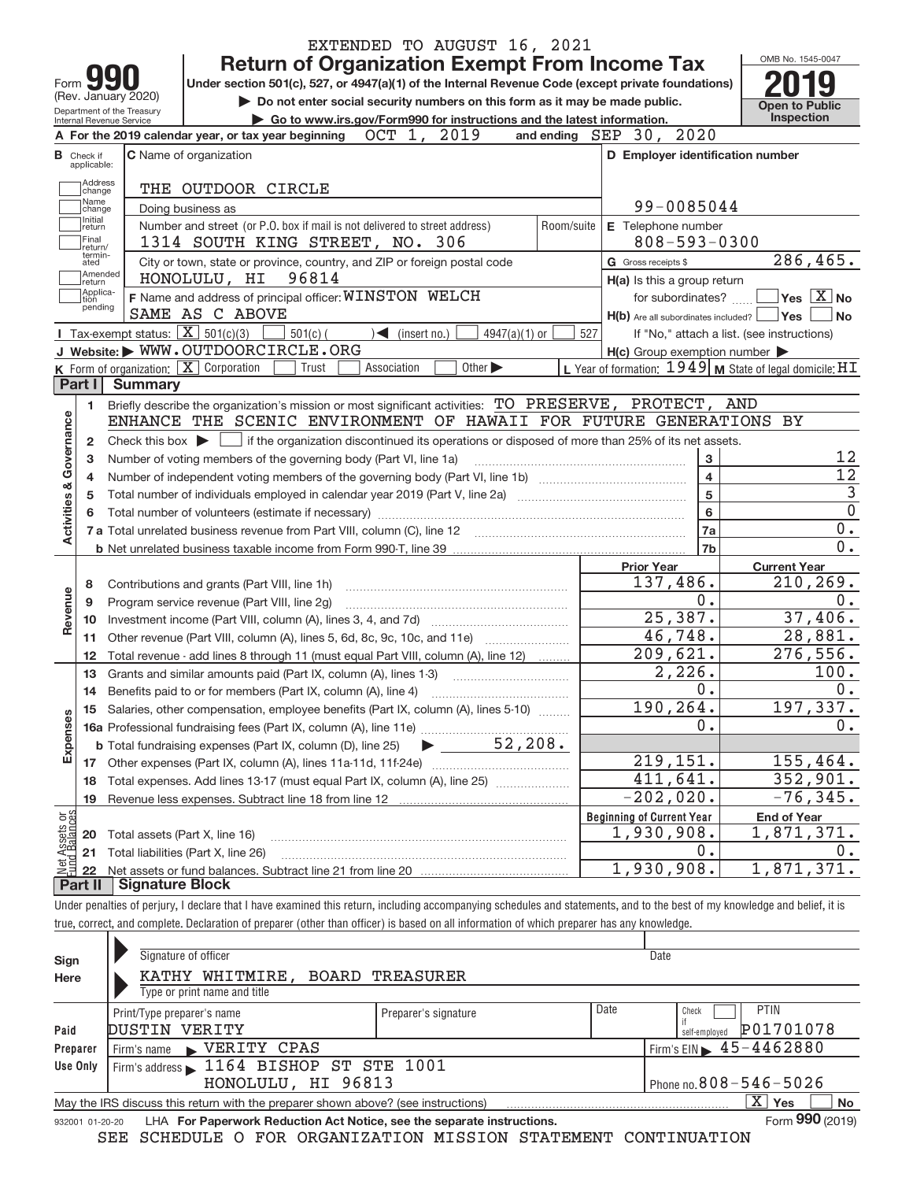EXTENDED TO AUGUST 16, 2021

# Form 990 — Return of Organization Exempt From Income Tax

(Rev. January 2020) Department of the Treasury Internal Revenue Service

Under section 501(c), 527, or 4947(a)(1) of the Internal Revenue Code (except private foundations)

▶ Do not enter social security numbers on this form as it may be made public.

▶ Go to www.irs.gov/Form990 for instructions and the latest information.

OMB No. 1545-0047 — **2019** — Open to Public Inspection

**A** For the 2019 calendar year, or tax year beginning OCT 1, 2019 and ending SEP 30, 2020

**B** Check if applicable: Address change, Name change, Initial return, Final return/terminated, Amended return, Application pending

**C** Name of organization: THE OUTDOOR CIRCLE

Doing business as

Number and street (or P.O. box if mail is not delivered to street address): 1314 SOUTH KING STREET, NO. 306 — Room/suite

City or town, state or province, country, and ZIP or foreign postal code: HONOLULU, HI 96814

**D** Employer identification number: 99-0085044

**E** Telephone number: 808-593-0300

**G** Gross receipts $ 286,465.

**F** Name and address of principal officer: WINSTON WELCH SAME AS C ABOVE

**H(a)** Is this a group return for subordinates? ☐ Yes ☒ No

**H(b)** Are all subordinates included? ☐ Yes ☐ No — If "No," attach a list. (see instructions)

**H(c)** Group exemption number ▶

**I** Tax-exempt status: ☒ 501(c)(3) ☐ 501(c) ( ) ◀ (insert no.) ☐ 4947(a)(1) or ☐ 527

**J** Website: ▶ WWW.OUTDOORCIRCLE.ORG

**K** Form of organization: ☒ Corporation ☐ Trust ☐ Association ☐ Other ▶

**L** Year of formation: 1949 **M** State of legal domicile: HI

## Part I Summary

**Activities & Governance**

1. Briefly describe the organization's mission or most significant activities: TO PRESERVE, PROTECT, AND ENHANCE THE SCENIC ENVIRONMENT OF HAWAII FOR FUTURE GENERATIONS BY
2. Check this box ▶ ☐ if the organization discontinued its operations or disposed of more than 25% of its net assets.

| | | | |
|---|---|---|---|
| 3 | Number of voting members of the governing body (Part VI, line 1a) | 3 | 12 |
| 4 | Number of independent voting members of the governing body (Part VI, line 1b) | 4 | 12 |
| 5 | Total number of individuals employed in calendar year 2019 (Part V, line 2a) | 5 | 3 |
| 6 | Total number of volunteers (estimate if necessary) | 6 | 0 |
| 7a | Total unrelated business revenue from Part VIII, column (C), line 12 | 7a | 0. |
| b | Net unrelated business taxable income from Form 990-T, line 39 | 7b | 0. |

| | | Prior Year | Current Year |
|---|---|---|---|
| **Revenue** | | | |
| 8 | Contributions and grants (Part VIII, line 1h) | 137,486. | 210,269. |
| 9 | Program service revenue (Part VIII, line 2g) | 0. | 0. |
| 10 | Investment income (Part VIII, column (A), lines 3, 4, and 7d) | 25,387. | 37,406. |
| 11 | Other revenue (Part VIII, column (A), lines 5, 6d, 8c, 9c, 10c, and 11e) | 46,748. | 28,881. |
| 12 | Total revenue - add lines 8 through 11 (must equal Part VIII, column (A), line 12) | 209,621. | 276,556. |
| **Expenses** | | | |
| 13 | Grants and similar amounts paid (Part IX, column (A), lines 1-3) | 2,226. | 100. |
| 14 | Benefits paid to or for members (Part IX, column (A), line 4) | 0. | 0. |
| 15 | Salaries, other compensation, employee benefits (Part IX, column (A), lines 5-10) | 190,264. | 197,337. |
| 16a | Professional fundraising fees (Part IX, column (A), line 11e) | 0. | 0. |
| b | Total fundraising expenses (Part IX, column (D), line 25) ▶ 52,208. | | |
| 17 | Other expenses (Part IX, column (A), lines 11a-11d, 11f-24e) | 219,151. | 155,464. |
| 18 | Total expenses. Add lines 13-17 (must equal Part IX, column (A), line 25) | 411,641. | 352,901. |
| 19 | Revenue less expenses. Subtract line 18 from line 12 | -202,020. | -76,345. |

| **Net Assets or Fund Balances** | | Beginning of Current Year | End of Year |
|---|---|---|---|
| 20 | Total assets (Part X, line 16) | 1,930,908. | 1,871,371. |
| 21 | Total liabilities (Part X, line 26) | 0. | 0. |
| 22 | Net assets or fund balances. Subtract line 21 from line 20 | 1,930,908. | 1,871,371. |

## Part II Signature Block

Under penalties of perjury, I declare that I have examined this return, including accompanying schedules and statements, and to the best of my knowledge and belief, it is true, correct, and complete. Declaration of preparer (other than officer) is based on all information of which preparer has any knowledge.

**Sign Here**

Signature of officer — Date

KATHY WHITMIRE, BOARD TREASURER

Type or print name and title

**Paid Preparer Use Only**

| Print/Type preparer's name | Preparer's signature | Date | Check if self-employed | PTIN |
|---|---|---|---|---|
| DUSTIN VERITY | | | ☐ | P01701078 |

Firm's name ▶ VERITY CPAS — Firm's EIN ▶ 45-4462880

Firm's address ▶ 1164 BISHOP ST STE 1001 HONOLULU, HI 96813 — Phone no. 808-546-5026

May the IRS discuss this return with the preparer shown above? (see instructions) ☒ Yes ☐ No

932001 01-20-20 LHA For Paperwork Reduction Act Notice, see the separate instructions. Form **990** (2019)

SEE SCHEDULE O FOR ORGANIZATION MISSION STATEMENT CONTINUATION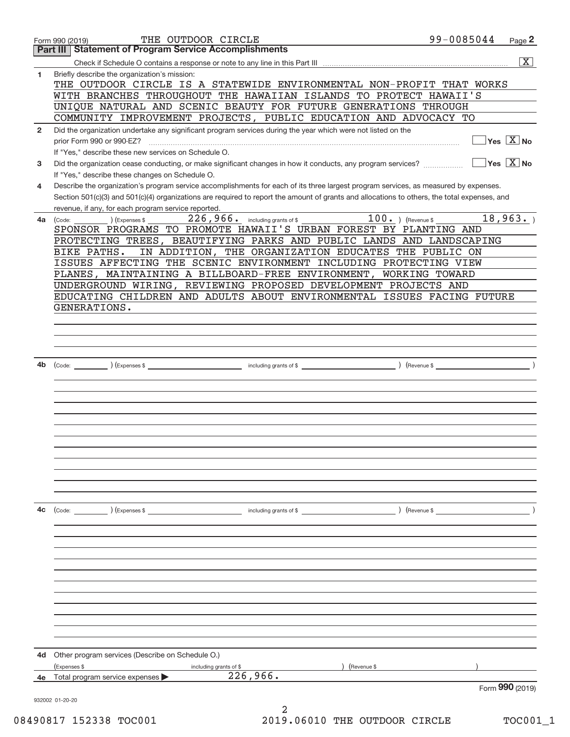Form 990 (2019) THE OUTDOOR CIRCLE 99-0085044 Page **2**

## Part III Statement of Program Service Accomplishments

Check if Schedule O contains a response or note to any line in this Part III .......... [X]

**1** Briefly describe the organization's mission:

THE OUTDOOR CIRCLE IS A STATEWIDE ENVIRONMENTAL NON-PROFIT THAT WORKS WITH BRANCHES THROUGHOUT THE HAWAIIAN ISLANDS TO PROTECT HAWAII'S UNIQUE NATURAL AND SCENIC BEAUTY FOR FUTURE GENERATIONS THROUGH COMMUNITY IMPROVEMENT PROJECTS, PUBLIC EDUCATION AND ADVOCACY TO

**2** Did the organization undertake any significant program services during the year which were not listed on the prior Form 990 or 990-EZ? .......... [ ] Yes [X] No

If "Yes," describe these new services on Schedule O.

**3** Did the organization cease conducting, or make significant changes in how it conducts, any program services? .......... [ ] Yes [X] No

If "Yes," describe these changes on Schedule O.

**4** Describe the organization's program service accomplishments for each of its three largest program services, as measured by expenses. Section 501(c)(3) and 501(c)(4) organizations are required to report the amount of grants and allocations to others, the total expenses, and revenue, if any, for each program service reported.

**4a** (Code: ) (Expenses $ 226,966. including grants of $ 100. ) (Revenue $ 18,963. )

SPONSOR PROGRAMS TO PROMOTE HAWAII'S URBAN FOREST BY PLANTING AND PROTECTING TREES, BEAUTIFYING PARKS AND PUBLIC LANDS AND LANDSCAPING BIKE PATHS. IN ADDITION, THE ORGANIZATION EDUCATES THE PUBLIC ON ISSUES AFFECTING THE SCENIC ENVIRONMENT INCLUDING PROTECTING VIEW PLANES, MAINTAINING A BILLBOARD-FREE ENVIRONMENT, WORKING TOWARD UNDERGROUND WIRING, REVIEWING PROPOSED DEVELOPMENT PROJECTS AND EDUCATING CHILDREN AND ADULTS ABOUT ENVIRONMENTAL ISSUES FACING FUTURE GENERATIONS.

**4b** (Code: ) (Expenses $ including grants of $ ) (Revenue $ )

**4c** (Code: ) (Expenses $ including grants of $ ) (Revenue $ )

**4d** Other program services (Describe on Schedule O.)

(Expenses $ including grants of $ ) (Revenue $ )

**4e** Total program services expenses ▶ 226,966.

Form **990** (2019)

932002 01-20-20

08490817 152338 TOC001 2019.06010 THE OUTDOOR CIRCLE TOC001_1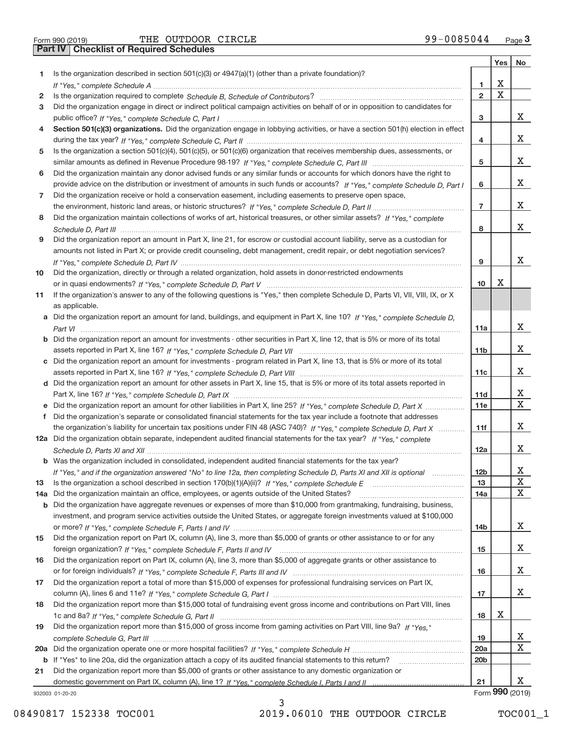Form 990 (2019) THE OUTDOOR CIRCLE 99-0085044 Page **3**

## Part IV Checklist of Required Schedules

| | | | Yes | No |
|---|---|---|---|---|
| 1 | Is the organization described in section 501(c)(3) or 4947(a)(1) (other than a private foundation)? *If "Yes," complete Schedule A* | 1 | X | |
| 2 | Is the organization required to complete *Schedule B, Schedule of Contributors*? | 2 | X | |
| 3 | Did the organization engage in direct or indirect political campaign activities on behalf of or in opposition to candidates for public office? *If "Yes," complete Schedule C, Part I* | 3 | | X |
| 4 | **Section 501(c)(3) organizations.** Did the organization engage in lobbying activities, or have a section 501(h) election in effect during the tax year? *If "Yes," complete Schedule C, Part II* | 4 | | X |
| 5 | Is the organization a section 501(c)(4), 501(c)(5), or 501(c)(6) organization that receives membership dues, assessments, or similar amounts as defined in Revenue Procedure 98-19? *If "Yes," complete Schedule C, Part III* | 5 | | X |
| 6 | Did the organization maintain any donor advised funds or any similar funds or accounts for which donors have the right to provide advice on the distribution or investment of amounts in such funds or accounts? *If "Yes," complete Schedule D, Part I* | 6 | | X |
| 7 | Did the organization receive or hold a conservation easement, including easements to preserve open space, the environment, historic land areas, or historic structures? *If "Yes," complete Schedule D, Part II* | 7 | | X |
| 8 | Did the organization maintain collections of works of art, historical treasures, or other similar assets? *If "Yes," complete Schedule D, Part III* | 8 | | X |
| 9 | Did the organization report an amount in Part X, line 21, for escrow or custodial account liability, serve as a custodian for amounts not listed in Part X; or provide credit counseling, debt management, credit repair, or debt negotiation services? *If "Yes," complete Schedule D, Part IV* | 9 | | X |
| 10 | Did the organization, directly or through a related organization, hold assets in donor-restricted endowments or in quasi endowments? *If "Yes," complete Schedule D, Part V* | 10 | X | |
| 11 | If the organization's answer to any of the following questions is "Yes," then complete Schedule D, Parts VI, VII, VIII, IX, or X as applicable. | | | |
| a | Did the organization report an amount for land, buildings, and equipment in Part X, line 10? *If "Yes," complete Schedule D, Part VI* | 11a | | X |
| b | Did the organization report an amount for investments - other securities in Part X, line 12, that is 5% or more of its total assets reported in Part X, line 16? *If "Yes," complete Schedule D, Part VII* | 11b | | X |
| c | Did the organization report an amount for investments - program related in Part X, line 13, that is 5% or more of its total assets reported in Part X, line 16? *If "Yes," complete Schedule D, Part VIII* | 11c | | X |
| d | Did the organization report an amount for other assets in Part X, line 15, that is 5% or more of its total assets reported in Part X, line 16? *If "Yes," complete Schedule D, Part IX* | 11d | | X |
| e | Did the organization report an amount for other liabilities in Part X, line 25? *If "Yes," complete Schedule D, Part X* | 11e | | X |
| f | Did the organization's separate or consolidated financial statements for the tax year include a footnote that addresses the organization's liability for uncertain tax positions under FIN 48 (ASC 740)? *If "Yes," complete Schedule D, Part X* | 11f | | X |
| 12a | Did the organization obtain separate, independent audited financial statements for the tax year? *If "Yes," complete Schedule D, Parts XI and XII* | 12a | | X |
| b | Was the organization included in consolidated, independent audited financial statements for the tax year? *If "Yes," and if the organization answered "No" to line 12a, then completing Schedule D, Parts XI and XII is optional* | 12b | | X |
| 13 | Is the organization a school described in section 170(b)(1)(A)(ii)? *If "Yes," complete Schedule E* | 13 | | X |
| 14a | Did the organization maintain an office, employees, or agents outside of the United States? | 14a | | X |
| b | Did the organization have aggregate revenues or expenses of more than $10,000 from grantmaking, fundraising, business, investment, and program service activities outside the United States, or aggregate foreign investments valued at $100,000 or more? *If "Yes," complete Schedule F, Parts I and IV* | 14b | | X |
| 15 | Did the organization report on Part IX, column (A), line 3, more than $5,000 of grants or other assistance to or for any foreign organization? *If "Yes," complete Schedule F, Parts II and IV* | 15 | | X |
| 16 | Did the organization report on Part IX, column (A), line 3, more than $5,000 of aggregate grants or other assistance to or for foreign individuals? *If "Yes," complete Schedule F, Parts III and IV* | 16 | | X |
| 17 | Did the organization report a total of more than $15,000 of expenses for professional fundraising services on Part IX, column (A), lines 6 and 11e? *If "Yes," complete Schedule G, Part I* | 17 | | X |
| 18 | Did the organization report more than $15,000 total of fundraising event gross income and contributions on Part VIII, lines 1c and 8a? *If "Yes," complete Schedule G, Part II* | 18 | X | |
| 19 | Did the organization report more than $15,000 of gross income from gaming activities on Part VIII, line 9a? *If "Yes," complete Schedule G, Part III* | 19 | | X |
| 20a | Did the organization operate one or more hospital facilities? *If "Yes," complete Schedule H* | 20a | | X |
| b | If "Yes" to line 20a, did the organization attach a copy of its audited financial statements to this return? | 20b | | |
| 21 | Did the organization report more than $5,000 of grants or other assistance to any domestic organization or domestic government on Part IX, column (A), line 1? *If "Yes," complete Schedule I, Parts I and II* | 21 | | X |

932003 01-20-20

Form **990** (2019)

08490817 152338 TOC001 2019.06010 THE OUTDOOR CIRCLE TOC001_1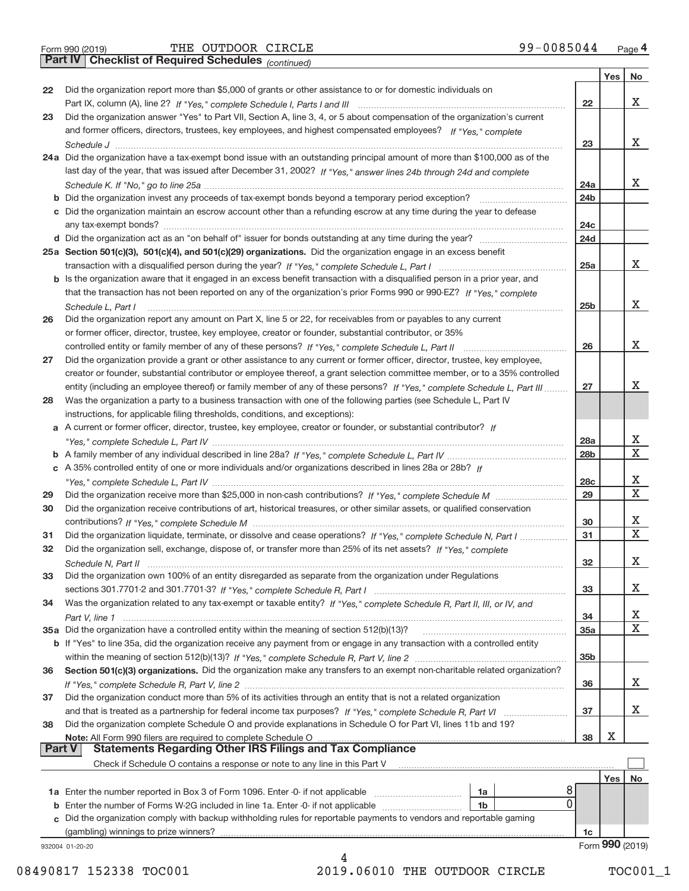Form 990 (2019) THE OUTDOOR CIRCLE 99-0085044

## Part IV Checklist of Required Schedules *(continued)*

| | | | Yes | No |
|---|---|---|---|---|
| 22 | Did the organization report more than $5,000 of grants or other assistance to or for domestic individuals on Part IX, column (A), line 2? *If "Yes," complete Schedule I, Parts I and III* | 22 | | X |
| 23 | Did the organization answer "Yes" to Part VII, Section A, line 3, 4, or 5 about compensation of the organization's current and former officers, directors, trustees, key employees, and highest compensated employees? *If "Yes," complete Schedule J* | 23 | | X |
| 24a | Did the organization have a tax-exempt bond issue with an outstanding principal amount of more than $100,000 as of the last day of the year, that was issued after December 31, 2002? *If "Yes," answer lines 24b through 24d and complete Schedule K. If "No," go to line 25a* | 24a | | X |
| b | Did the organization invest any proceeds of tax-exempt bonds beyond a temporary period exception? | 24b | | |
| c | Did the organization maintain an escrow account other than a refunding escrow at any time during the year to defease any tax-exempt bonds? | 24c | | |
| d | Did the organization act as an "on behalf of" issuer for bonds outstanding at any time during the year? | 24d | | |
| 25a | **Section 501(c)(3), 501(c)(4), and 501(c)(29) organizations.** Did the organization engage in an excess benefit transaction with a disqualified person during the year? *If "Yes," complete Schedule L, Part I* | 25a | | X |
| b | Is the organization aware that it engaged in an excess benefit transaction with a disqualified person in a prior year, and that the transaction has not been reported on any of the organization's prior Forms 990 or 990-EZ? *If "Yes," complete Schedule L, Part I* | 25b | | X |
| 26 | Did the organization report any amount on Part X, line 5 or 22, for receivables from or payables to any current or former officer, director, trustee, key employee, creator or founder, substantial contributor, or 35% controlled entity or family member of any of these persons? *If "Yes," complete Schedule L, Part II* | 26 | | X |
| 27 | Did the organization provide a grant or other assistance to any current or former officer, director, trustee, key employee, creator or founder, substantial contributor or employee thereof, a grant selection committee member, or to a 35% controlled entity (including an employee thereof) or family member of any of these persons? *If "Yes," complete Schedule L, Part III* | 27 | | X |
| 28 | Was the organization a party to a business transaction with one of the following parties (see Schedule L, Part IV instructions, for applicable filing thresholds, conditions, and exceptions): | | | |
| a | A current or former officer, director, trustee, key employee, creator or founder, or substantial contributor? *If "Yes," complete Schedule L, Part IV* | 28a | | X |
| b | A family member of any individual described in line 28a? *If "Yes," complete Schedule L, Part IV* | 28b | | X |
| c | A 35% controlled entity of one or more individuals and/or organizations described in lines 28a or 28b? *If "Yes," complete Schedule L, Part IV* | 28c | | X |
| 29 | Did the organization receive more than $25,000 in non-cash contributions? *If "Yes," complete Schedule M* | 29 | | X |
| 30 | Did the organization receive contributions of art, historical treasures, or other similar assets, or qualified conservation contributions? *If "Yes," complete Schedule M* | 30 | | X |
| 31 | Did the organization liquidate, terminate, or dissolve and cease operations? *If "Yes," complete Schedule N, Part I* | 31 | | X |
| 32 | Did the organization sell, exchange, dispose of, or transfer more than 25% of its net assets? *If "Yes," complete Schedule N, Part II* | 32 | | X |
| 33 | Did the organization own 100% of an entity disregarded as separate from the organization under Regulations sections 301.7701-2 and 301.7701-3? *If "Yes," complete Schedule R, Part I* | 33 | | X |
| 34 | Was the organization related to any tax-exempt or taxable entity? *If "Yes," complete Schedule R, Part II, III, or IV, and Part V, line 1* | 34 | | X |
| 35a | Did the organization have a controlled entity within the meaning of section 512(b)(13)? | 35a | | X |
| b | If "Yes" to line 35a, did the organization receive any payment from or engage in any transaction with a controlled entity within the meaning of section 512(b)(13)? *If "Yes," complete Schedule R, Part V, line 2* | 35b | | |
| 36 | **Section 501(c)(3) organizations.** Did the organization make any transfers to an exempt non-charitable related organization? *If "Yes," complete Schedule R, Part V, line 2* | 36 | | X |
| 37 | Did the organization conduct more than 5% of its activities through an entity that is not a related organization and that is treated as a partnership for federal income tax purposes? *If "Yes," complete Schedule R, Part VI* | 37 | | X |
| 38 | Did the organization complete Schedule O and provide explanations in Schedule O for Part VI, lines 11b and 19? **Note:** All Form 990 filers are required to complete Schedule O | 38 | X | |

## Part V Statements Regarding Other IRS Filings and Tax Compliance

Check if Schedule O contains a response or note to any line in this Part V ☐

| | | | | | Yes | No |
|---|---|---|---|---|---|---|
| 1a | Enter the number reported in Box 3 of Form 1096. Enter -0- if not applicable | 1a | 8 | | | |
| b | Enter the number of Forms W-2G included in line 1a. Enter -0- if not applicable | 1b | 0 | | | |
| c | Did the organization comply with backup withholding rules for reportable payments to vendors and reportable gaming (gambling) winnings to prize winners? | | | 1c | | |

932004 01-20-20 Form **990** (2019)

08490817 152338 TOC001 2019.06010 THE OUTDOOR CIRCLE TOC001_1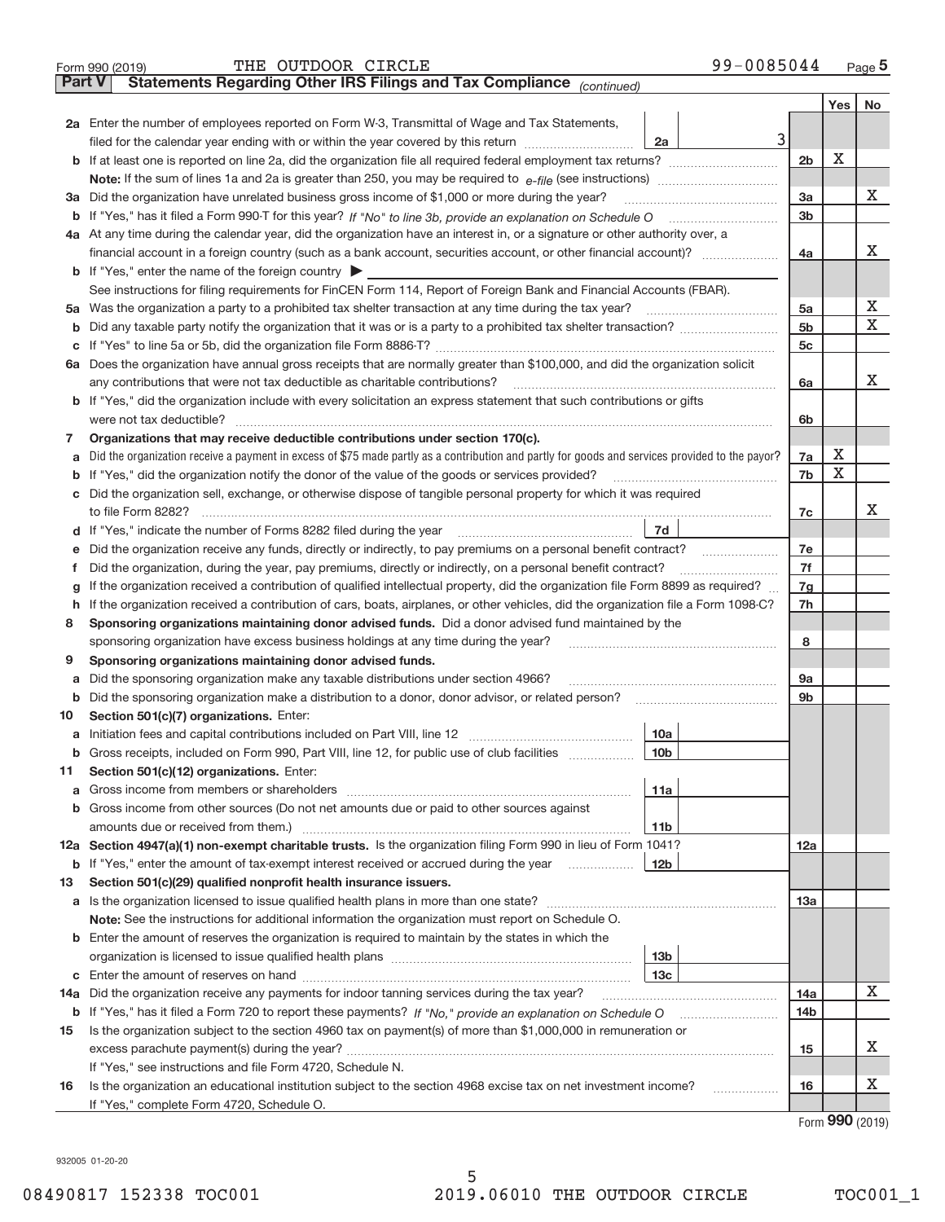Form 990 (2019) THE OUTDOOR CIRCLE 99-0085044 Page 5

**Part V Statements Regarding Other IRS Filings and Tax Compliance** *(continued)*

| | | | | Yes | No |
|---|---|---|---|---|---|
| **2a** | Enter the number of employees reported on Form W-3, Transmittal of Wage and Tax Statements, filed for the calendar year ending with or within the year covered by this return | 2a | 3 | | |
| **b** | If at least one is reported on line 2a, did the organization file all required federal employment tax returns? | | 2b | X | |
| | **Note:** If the sum of lines 1a and 2a is greater than 250, you may be required to *e-file* (see instructions) | | | | |
| **3a** | Did the organization have unrelated business gross income of $1,000 or more during the year? | | 3a | | X |
| **b** | If "Yes," has it filed a Form 990-T for this year? *If "No" to line 3b, provide an explanation on Schedule O* | | 3b | | |
| **4a** | At any time during the calendar year, did the organization have an interest in, or a signature or other authority over, a financial account in a foreign country (such as a bank account, securities account, or other financial account)? | | 4a | | X |
| **b** | If "Yes," enter the name of the foreign country ▶ | | | | |
| | See instructions for filing requirements for FinCEN Form 114, Report of Foreign Bank and Financial Accounts (FBAR). | | | | |
| **5a** | Was the organization a party to a prohibited tax shelter transaction at any time during the tax year? | | 5a | | X |
| **b** | Did any taxable party notify the organization that it was or is a party to a prohibited tax shelter transaction? | | 5b | | X |
| **c** | If "Yes" to line 5a or 5b, did the organization file Form 8886-T? | | 5c | | |
| **6a** | Does the organization have annual gross receipts that are normally greater than $100,000, and did the organization solicit any contributions that were not tax deductible as charitable contributions? | | 6a | | X |
| **b** | If "Yes," did the organization include with every solicitation an express statement that such contributions or gifts were not tax deductible? | | 6b | | |
| **7** | **Organizations that may receive deductible contributions under section 170(c).** | | | | |
| **a** | Did the organization receive a payment in excess of $75 made partly as a contribution and partly for goods and services provided to the payor? | | 7a | X | |
| **b** | If "Yes," did the organization notify the donor of the value of the goods or services provided? | | 7b | X | |
| **c** | Did the organization sell, exchange, or otherwise dispose of tangible personal property for which it was required to file Form 8282? | | 7c | | X |
| **d** | If "Yes," indicate the number of Forms 8282 filed during the year | 7d | | | |
| **e** | Did the organization receive any funds, directly or indirectly, to pay premiums on a personal benefit contract? | | 7e | | |
| **f** | Did the organization, during the year, pay premiums, directly or indirectly, on a personal benefit contract? | | 7f | | |
| **g** | If the organization received a contribution of qualified intellectual property, did the organization file Form 8899 as required? | | 7g | | |
| **h** | If the organization received a contribution of cars, boats, airplanes, or other vehicles, did the organization file a Form 1098-C? | | 7h | | |
| **8** | **Sponsoring organizations maintaining donor advised funds.** Did a donor advised fund maintained by the sponsoring organization have excess business holdings at any time during the year? | | 8 | | |
| **9** | **Sponsoring organizations maintaining donor advised funds.** | | | | |
| **a** | Did the sponsoring organization make any taxable distributions under section 4966? | | 9a | | |
| **b** | Did the sponsoring organization make a distribution to a donor, donor advisor, or related person? | | 9b | | |
| **10** | **Section 501(c)(7) organizations.** Enter: | | | | |
| **a** | Initiation fees and capital contributions included on Part VIII, line 12 | 10a | | | |
| **b** | Gross receipts, included on Form 990, Part VIII, line 12, for public use of club facilities | 10b | | | |
| **11** | **Section 501(c)(12) organizations.** Enter: | | | | |
| **a** | Gross income from members or shareholders | 11a | | | |
| **b** | Gross income from other sources (Do not net amounts due or paid to other sources against amounts due or received from them.) | 11b | | | |
| **12a** | **Section 4947(a)(1) non-exempt charitable trusts.** Is the organization filing Form 990 in lieu of Form 1041? | | 12a | | |
| **b** | If "Yes," enter the amount of tax-exempt interest received or accrued during the year | 12b | | | |
| **13** | **Section 501(c)(29) qualified nonprofit health insurance issuers.** | | | | |
| **a** | Is the organization licensed to issue qualified health plans in more than one state? | | 13a | | |
| | **Note:** See the instructions for additional information the organization must report on Schedule O. | | | | |
| **b** | Enter the amount of reserves the organization is required to maintain by the states in which the organization is licensed to issue qualified health plans | 13b | | | |
| **c** | Enter the amount of reserves on hand | 13c | | | |
| **14a** | Did the organization receive any payments for indoor tanning services during the tax year? | | 14a | | X |
| **b** | If "Yes," has it filed a Form 720 to report these payments? *If "No," provide an explanation on Schedule O* | | 14b | | |
| **15** | Is the organization subject to the section 4960 tax on payment(s) of more than $1,000,000 in remuneration or excess parachute payment(s) during the year? | | 15 | | X |
| | If "Yes," see instructions and file Form 4720, Schedule N. | | | | |
| **16** | Is the organization an educational institution subject to the section 4968 excise tax on net investment income? | | 16 | | X |
| | If "Yes," complete Form 4720, Schedule O. | | | | |

Form **990** (2019)

932005 01-20-20

08490817 152338 TOC001 2019.06010 THE OUTDOOR CIRCLE TOC001_1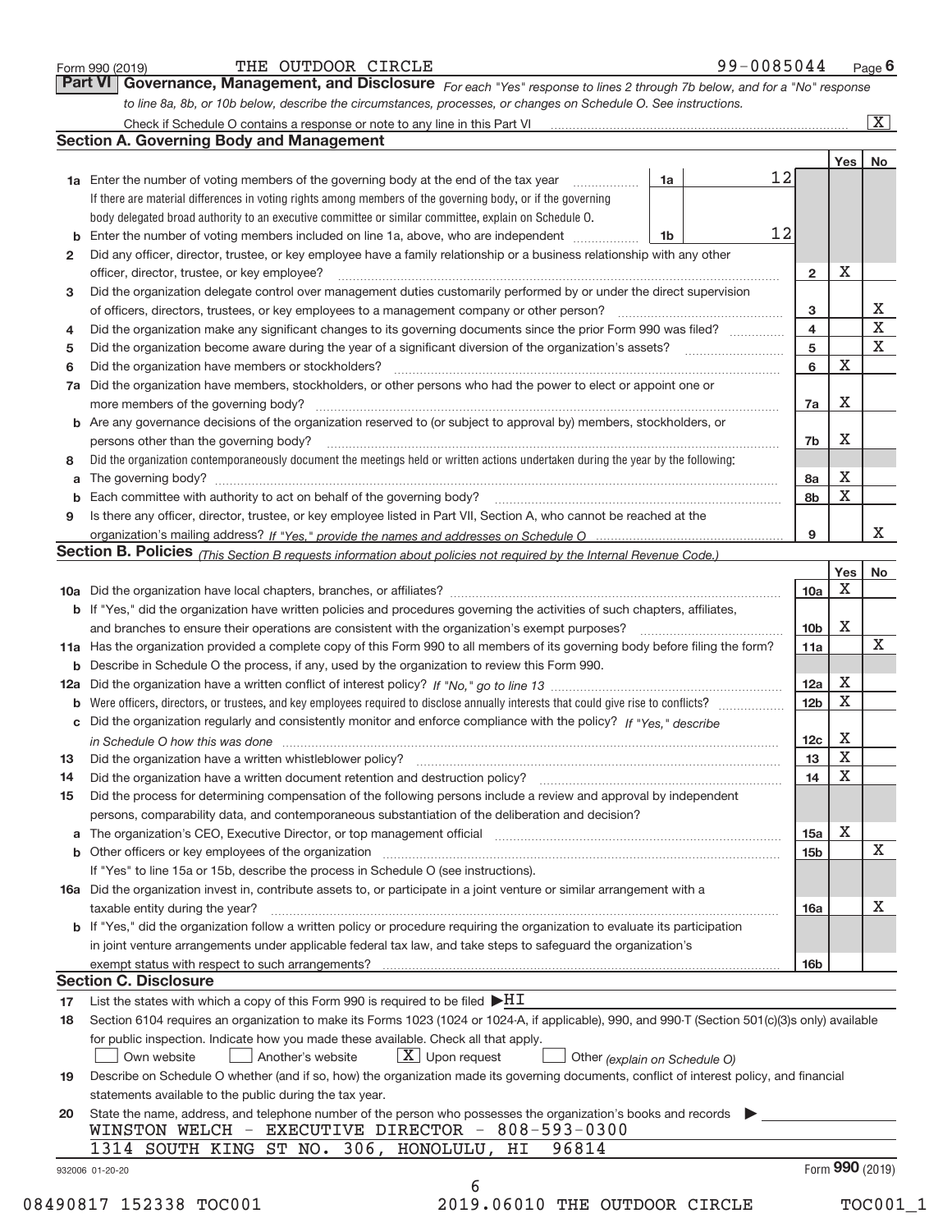Form 990 (2019) THE OUTDOOR CIRCLE 99-0085044 Page 6

## Part VI Governance, Management, and Disclosure

*For each "Yes" response to lines 2 through 7b below, and for a "No" response to line 8a, 8b, or 10b below, describe the circumstances, processes, or changes on Schedule O. See instructions.*

Check if Schedule O contains a response or note to any line in this Part VI [X]

### Section A. Governing Body and Management

| | | | | Yes | No |
|---|---|---|---|---|---|
| **1a** | Enter the number of voting members of the governing body at the end of the tax year | 1a | 12 | | |
| | If there are material differences in voting rights among members of the governing body, or if the governing body delegated broad authority to an executive committee or similar committee, explain on Schedule O. | | | | |
| **b** | Enter the number of voting members included on line 1a, above, who are independent | 1b | 12 | | |
| **2** | Did any officer, director, trustee, or key employee have a family relationship or a business relationship with any other officer, director, trustee, or key employee? | 2 | | X | |
| **3** | Did the organization delegate control over management duties customarily performed by or under the direct supervision of officers, directors, trustees, or key employees to a management company or other person? | 3 | | | X |
| **4** | Did the organization make any significant changes to its governing documents since the prior Form 990 was filed? | 4 | | | X |
| **5** | Did the organization become aware during the year of a significant diversion of the organization's assets? | 5 | | | X |
| **6** | Did the organization have members or stockholders? | 6 | | X | |
| **7a** | Did the organization have members, stockholders, or other persons who had the power to elect or appoint one or more members of the governing body? | 7a | | X | |
| **b** | Are any governance decisions of the organization reserved to (or subject to approval by) members, stockholders, or persons other than the governing body? | 7b | | X | |
| **8** | Did the organization contemporaneously document the meetings held or written actions undertaken during the year by the following: | | | | |
| **a** | The governing body? | 8a | | X | |
| **b** | Each committee with authority to act on behalf of the governing body? | 8b | | X | |
| **9** | Is there any officer, director, trustee, or key employee listed in Part VII, Section A, who cannot be reached at the organization's mailing address? *If "Yes," provide the names and addresses on Schedule O* | 9 | | | X |

### Section B. Policies *(This Section B requests information about policies not required by the Internal Revenue Code.)*

| | | | Yes | No |
|---|---|---|---|---|
| **10a** | Did the organization have local chapters, branches, or affiliates? | 10a | X | |
| **b** | If "Yes," did the organization have written policies and procedures governing the activities of such chapters, affiliates, and branches to ensure their operations are consistent with the organization's exempt purposes? | 10b | X | |
| **11a** | Has the organization provided a complete copy of this Form 990 to all members of its governing body before filing the form? | 11a | | X |
| **b** | Describe in Schedule O the process, if any, used by the organization to review this Form 990. | | | |
| **12a** | Did the organization have a written conflict of interest policy? *If "No," go to line 13* | 12a | X | |
| **b** | Were officers, directors, or trustees, and key employees required to disclose annually interests that could give rise to conflicts? | 12b | X | |
| **c** | Did the organization regularly and consistently monitor and enforce compliance with the policy? *If "Yes," describe in Schedule O how this was done* | 12c | X | |
| **13** | Did the organization have a written whistleblower policy? | 13 | X | |
| **14** | Did the organization have a written document retention and destruction policy? | 14 | X | |
| **15** | Did the process for determining compensation of the following persons include a review and approval by independent persons, comparability data, and contemporaneous substantiation of the deliberation and decision? | | | |
| **a** | The organization's CEO, Executive Director, or top management official | 15a | X | |
| **b** | Other officers or key employees of the organization | 15b | | X |
| | If "Yes" to line 15a or 15b, describe the process in Schedule O (see instructions). | | | |
| **16a** | Did the organization invest in, contribute assets to, or participate in a joint venture or similar arrangement with a taxable entity during the year? | 16a | | X |
| **b** | If "Yes," did the organization follow a written policy or procedure requiring the organization to evaluate its participation in joint venture arrangements under applicable federal tax law, and take steps to safeguard the organization's exempt status with respect to such arrangements? | 16b | | |

### Section C. Disclosure

**17** List the states with which a copy of this Form 990 is required to be filed ▶HI

**18** Section 6104 requires an organization to make its Forms 1023 (1024 or 1024-A, if applicable), 990, and 990-T (Section 501(c)(3)s only) available for public inspection. Indicate how you made these available. Check all that apply.

[ ] Own website [ ] Another's website [X] Upon request [ ] Other *(explain on Schedule O)*

**19** Describe on Schedule O whether (and if so, how) the organization made its governing documents, conflict of interest policy, and financial statements available to the public during the tax year.

**20** State the name, address, and telephone number of the person who possesses the organization's books and records ▶

WINSTON WELCH - EXECUTIVE DIRECTOR - 808-593-0300
1314 SOUTH KING ST NO. 306, HONOLULU, HI 96814

932006 01-20-20 Form **990** (2019)

08490817 152338 TOC001 2019.06010 THE OUTDOOR CIRCLE TOC001_1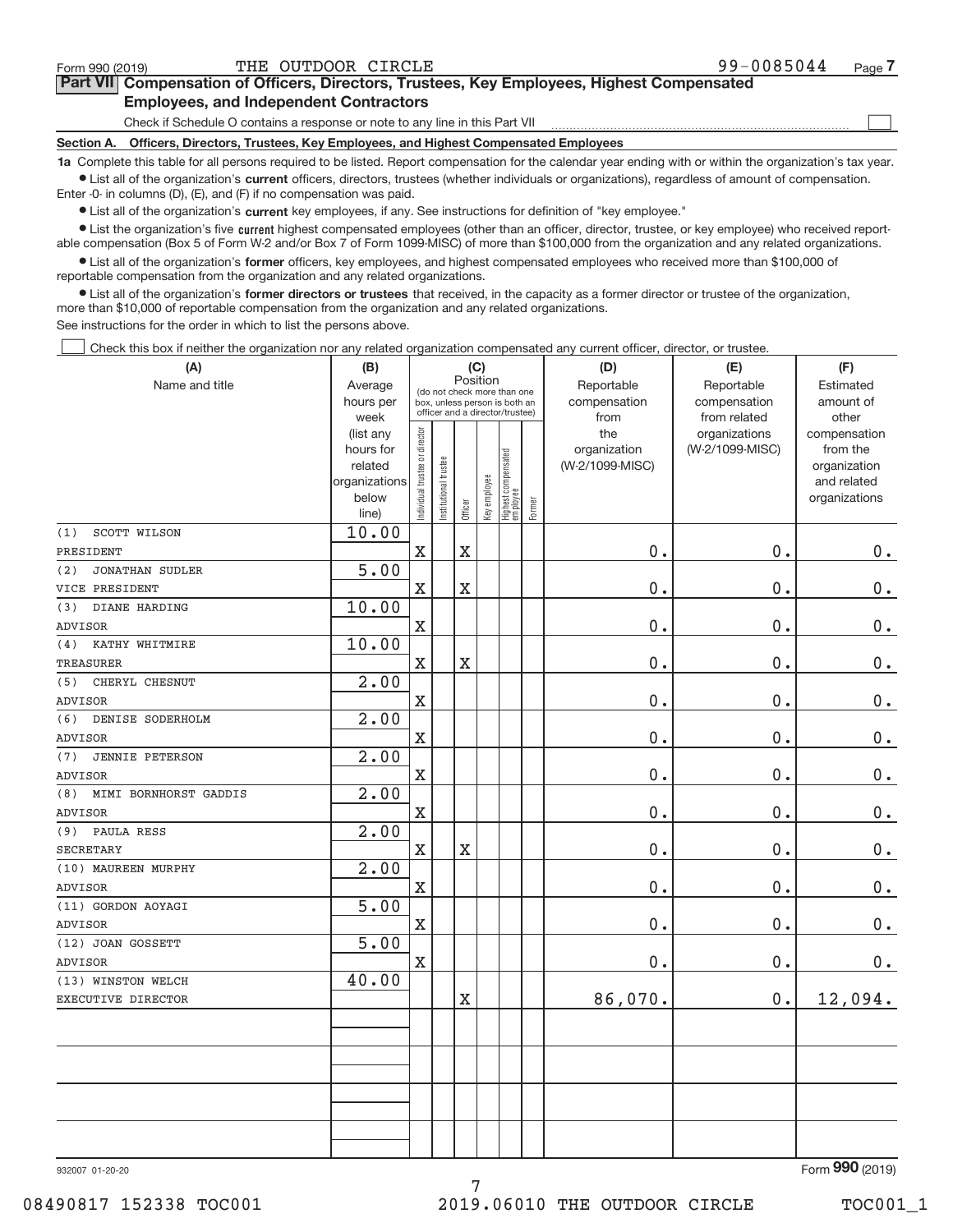Form 990 (2019) THE OUTDOOR CIRCLE 99-0085044 Page 7

**Part VII Compensation of Officers, Directors, Trustees, Key Employees, Highest Compensated Employees, and Independent Contractors**

Check if Schedule O contains a response or note to any line in this Part VII

**Section A. Officers, Directors, Trustees, Key Employees, and Highest Compensated Employees**

**1a** Complete this table for all persons required to be listed. Report compensation for the calendar year ending with or within the organization's tax year.

- List all of the organization's **current** officers, directors, trustees (whether individuals or organizations), regardless of amount of compensation. Enter -0- in columns (D), (E), and (F) if no compensation was paid.
- List all of the organization's **current** key employees, if any. See instructions for definition of "key employee."
- List the organization's five **current** highest compensated employees (other than an officer, director, trustee, or key employee) who received reportable compensation (Box 5 of Form W-2 and/or Box 7 of Form 1099-MISC) of more than $100,000 from the organization and any related organizations.
- List all of the organization's **former** officers, key employees, and highest compensated employees who received more than $100,000 of reportable compensation from the organization and any related organizations.
- List all of the organization's **former directors or trustees** that received, in the capacity as a former director or trustee of the organization, more than $10,000 of reportable compensation from the organization and any related organizations.

See instructions for the order in which to list the persons above.

Check this box if neither the organization nor any related organization compensated any current officer, director, or trustee.

| (A) Name and title | (B) Average hours per week (list any hours for related organizations below line) | (C) Position: Individual trustee or director | Institutional trustee | Officer | Key employee | Highest compensated employee | Former | (D) Reportable compensation from the organization (W-2/1099-MISC) | (E) Reportable compensation from related organizations (W-2/1099-MISC) | (F) Estimated amount of other compensation from the organization and related organizations |
|---|---|---|---|---|---|---|---|---|---|---|
| (1) SCOTT WILSON<br>PRESIDENT | 10.00 | X | | X | | | | 0. | 0. | 0. |
| (2) JONATHAN SUDLER<br>VICE PRESIDENT | 5.00 | X | | X | | | | 0. | 0. | 0. |
| (3) DIANE HARDING<br>ADVISOR | 10.00 | X | | | | | | 0. | 0. | 0. |
| (4) KATHY WHITMIRE<br>TREASURER | 10.00 | X | | X | | | | 0. | 0. | 0. |
| (5) CHERYL CHESNUT<br>ADVISOR | 2.00 | X | | | | | | 0. | 0. | 0. |
| (6) DENISE SODERHOLM<br>ADVISOR | 2.00 | X | | | | | | 0. | 0. | 0. |
| (7) JENNIE PETERSON<br>ADVISOR | 2.00 | X | | | | | | 0. | 0. | 0. |
| (8) MIMI BORNHORST GADDIS<br>ADVISOR | 2.00 | X | | | | | | 0. | 0. | 0. |
| (9) PAULA RESS<br>SECRETARY | 2.00 | X | | X | | | | 0. | 0. | 0. |
| (10) MAUREEN MURPHY<br>ADVISOR | 2.00 | X | | | | | | 0. | 0. | 0. |
| (11) GORDON AOYAGI<br>ADVISOR | 5.00 | X | | | | | | 0. | 0. | 0. |
| (12) JOAN GOSSETT<br>ADVISOR | 5.00 | X | | | | | | 0. | 0. | 0. |
| (13) WINSTON WELCH<br>EXECUTIVE DIRECTOR | 40.00 | | | X | | | | 86,070. | 0. | 12,094. |

932007 01-20-20 Form 990 (2019)

08490817 152338 TOC001 2019.06010 THE OUTDOOR CIRCLE TOC001_1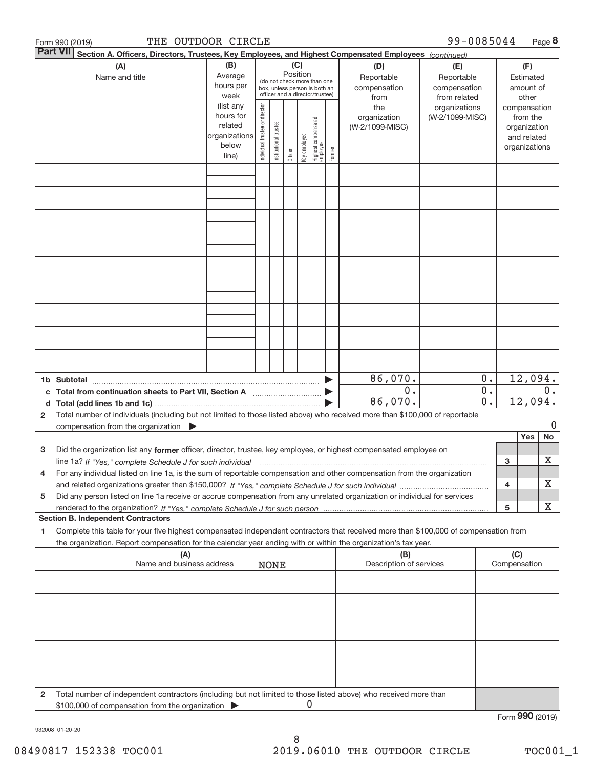Form 990 (2019) THE OUTDOOR CIRCLE 99-0085044 Page 8

**Part VII** **Section A. Officers, Directors, Trustees, Key Employees, and Highest Compensated Employees** *(continued)*

| (A) Name and title | (B) Average hours per week (list any hours for related organizations below line) | (C) Position (do not check more than one box, unless person is both an officer and a director/trustee): Individual trustee or director | Institutional trustee | Officer | Key employee | Highest compensated employee | Former | (D) Reportable compensation from the organization (W-2/1099-MISC) | (E) Reportable compensation from related organizations (W-2/1099-MISC) | (F) Estimated amount of other compensation from the organization and related organizations |
|---|---|---|---|---|---|---|---|---|---|---|
| | | | | | | | | | | |
| | | | | | | | | | | |
| | | | | | | | | | | |
| | | | | | | | | | | |
| | | | | | | | | | | |
| | | | | | | | | | | |
| | | | | | | | | | | |
| | | | | | | | | | | |
| | | | | | | | | | | |
| **1b Subtotal** | | | | | | | ▶ | 86,070. | 0. | 12,094. |
| **c Total from continuation sheets to Part VII, Section A** | | | | | | | ▶ | 0. | 0. | 0. |
| **d Total (add lines 1b and 1c)** | | | | | | | ▶ | 86,070. | 0. | 12,094. |

**2** Total number of individuals (including but not limited to those listed above) who received more than $100,000 of reportable compensation from the organization ▶ 0

| | | Yes | No |
|---|---|---|---|
| **3** Did the organization list any **former** officer, director, trustee, key employee, or highest compensated employee on line 1a? *If "Yes," complete Schedule J for such individual* | 3 | | X |
| **4** For any individual listed on line 1a, is the sum of reportable compensation and other compensation from the organization and related organizations greater than $150,000? *If "Yes," complete Schedule J for such individual* | 4 | | X |
| **5** Did any person listed on line 1a receive or accrue compensation from any unrelated organization or individual for services rendered to the organization? *If "Yes," complete Schedule J for such person* | 5 | | X |

**Section B. Independent Contractors**

**1** Complete this table for your five highest compensated independent contractors that received more than $100,000 of compensation from the organization. Report compensation for the calendar year ending with or within the organization's tax year.

| (A) Name and business address | (B) Description of services | (C) Compensation |
|---|---|---|
| NONE | | |
| | | |
| | | |
| | | |
| | | |

**2** Total number of independent contractors (including but not limited to those listed above) who received more than $100,000 of compensation from the organization ▶ 0

Form **990** (2019)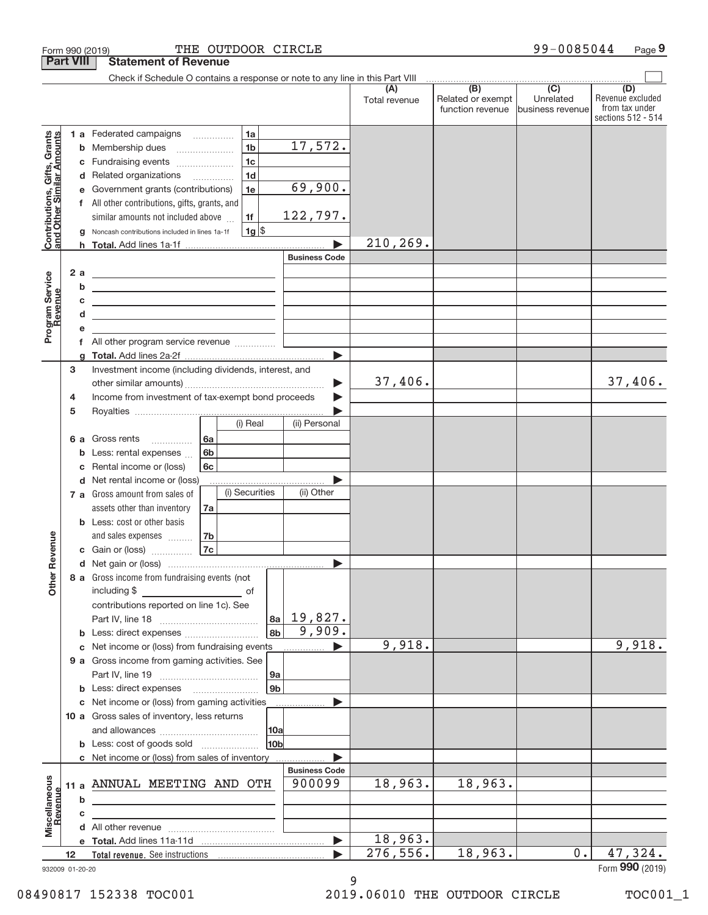Form 990 (2019) THE OUTDOOR CIRCLE 99-0085044 Page 9

**Part VIII Statement of Revenue**

Check if Schedule O contains a response or note to any line in this Part VIII

| | | | | (A) Total revenue | (B) Related or exempt function revenue | (C) Unrelated business revenue | (D) Revenue excluded from tax under sections 512 - 514 |
|---|---|---|---|---|---|---|---|
| **Contributions, Gifts, Grants and Other Similar Amounts** | 1 a Federated campaigns | 1a | | | | | |
| | b Membership dues | 1b | 17,572. | | | | |
| | c Fundraising events | 1c | | | | | |
| | d Related organizations | 1d | | | | | |
| | e Government grants (contributions) | 1e | 69,900. | | | | |
| | f All other contributions, gifts, grants, and similar amounts not included above | 1f | 122,797. | | | | |
| | g Noncash contributions included in lines 1a-1f | 1g $ | | | | | |
| | h **Total.** Add lines 1a-1f | | | 210,269. | | | |
| **Program Service Revenue** | | | Business Code | | | | |
| | 2 a | | | | | | |
| | b | | | | | | |
| | c | | | | | | |
| | d | | | | | | |
| | e | | | | | | |
| | f All other program service revenue | | | | | | |
| | g **Total.** Add lines 2a-2f | | | | | | |
| **Other Revenue** | 3 Investment income (including dividends, interest, and other similar amounts) | | | 37,406. | | | 37,406. |
| | 4 Income from investment of tax-exempt bond proceeds | | | | | | |
| | 5 Royalties | | | | | | |
| | | (i) Real | (ii) Personal | | | | |
| | 6 a Gross rents (6a) | | | | | | |
| | b Less: rental expenses (6b) | | | | | | |
| | c Rental income or (loss) (6c) | | | | | | |
| | d Net rental income or (loss) | | | | | | |
| | | (i) Securities | (ii) Other | | | | |
| | 7 a Gross amount from sales of assets other than inventory (7a) | | | | | | |
| | b Less: cost or other basis and sales expenses (7b) | | | | | | |
| | c Gain or (loss) (7c) | | | | | | |
| | d Net gain or (loss) | | | | | | |
| | 8 a Gross income from fundraising events (not including $ ____ of contributions reported on line 1c). See Part IV, line 18 | 8a | 19,827. | | | | |
| | b Less: direct expenses | 8b | 9,909. | | | | |
| | c Net income or (loss) from fundraising events | | | 9,918. | | | 9,918. |
| | 9 a Gross income from gaming activities. See Part IV, line 19 | 9a | | | | | |
| | b Less: direct expenses | 9b | | | | | |
| | c Net income or (loss) from gaming activities | | | | | | |
| | 10 a Gross sales of inventory, less returns and allowances | 10a | | | | | |
| | b Less: cost of goods sold | 10b | | | | | |
| | c Net income or (loss) from sales of inventory | | | | | | |
| **Miscellaneous Revenue** | | | Business Code | | | | |
| | 11 a ANNUAL MEETING AND OTH | | 900099 | 18,963. | 18,963. | | |
| | b | | | | | | |
| | c | | | | | | |
| | d All other revenue | | | | | | |
| | e **Total.** Add lines 11a-11d | | | 18,963. | | | |
| | 12 **Total revenue.** See instructions | | | 276,556. | 18,963. | 0. | 47,324. |

932009 01-20-20 Form **990** (2019)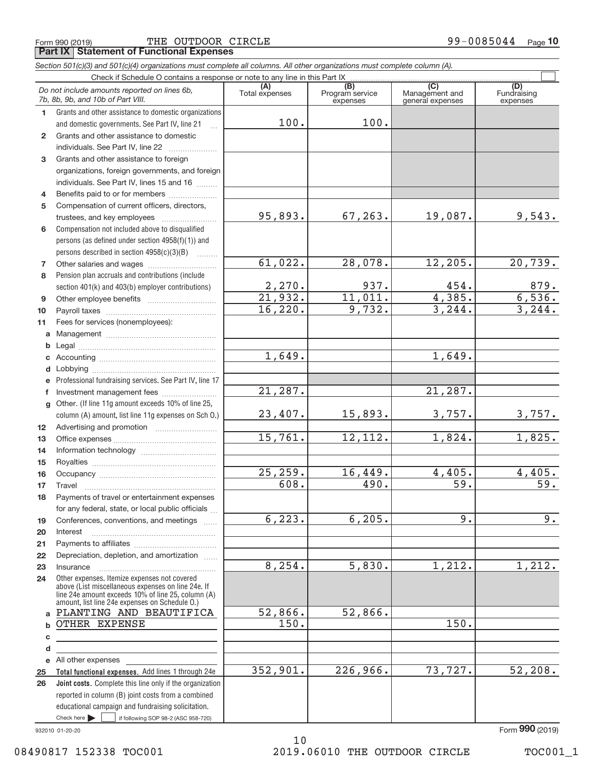Form 990 (2019) THE OUTDOOR CIRCLE 99-0085044 Page 10

## Part IX Statement of Functional Expenses

*Section 501(c)(3) and 501(c)(4) organizations must complete all columns. All other organizations must complete column (A).*

Check if Schedule O contains a response or note to any line in this Part IX ☐

| *Do not include amounts reported on lines 6b, 7b, 8b, 9b, and 10b of Part VIII.* | (A) Total expenses | (B) Program service expenses | (C) Management and general expenses | (D) Fundraising expenses |
|---|---|---|---|---|
| 1 Grants and other assistance to domestic organizations and domestic governments. See Part IV, line 21 | 100. | 100. | | |
| 2 Grants and other assistance to domestic individuals. See Part IV, line 22 | | | | |
| 3 Grants and other assistance to foreign organizations, foreign governments, and foreign individuals. See Part IV, lines 15 and 16 | | | | |
| 4 Benefits paid to or for members | | | | |
| 5 Compensation of current officers, directors, trustees, and key employees | 95,893. | 67,263. | 19,087. | 9,543. |
| 6 Compensation not included above to disqualified persons (as defined under section 4958(f)(1)) and persons described in section 4958(c)(3)(B) | | | | |
| 7 Other salaries and wages | 61,022. | 28,078. | 12,205. | 20,739. |
| 8 Pension plan accruals and contributions (include section 401(k) and 403(b) employer contributions) | 2,270. | 937. | 454. | 879. |
| 9 Other employee benefits | 21,932. | 11,011. | 4,385. | 6,536. |
| 10 Payroll taxes | 16,220. | 9,732. | 3,244. | 3,244. |
| 11 Fees for services (nonemployees): | | | | |
| a Management | | | | |
| b Legal | | | | |
| c Accounting | 1,649. | | 1,649. | |
| d Lobbying | | | | |
| e Professional fundraising services. See Part IV, line 17 | | | | |
| f Investment management fees | 21,287. | | 21,287. | |
| g Other. (If line 11g amount exceeds 10% of line 25, column (A) amount, list line 11g expenses on Sch O.) | 23,407. | 15,893. | 3,757. | 3,757. |
| 12 Advertising and promotion | | | | |
| 13 Office expenses | 15,761. | 12,112. | 1,824. | 1,825. |
| 14 Information technology | | | | |
| 15 Royalties | | | | |
| 16 Occupancy | 25,259. | 16,449. | 4,405. | 4,405. |
| 17 Travel | 608. | 490. | 59. | 59. |
| 18 Payments of travel or entertainment expenses for any federal, state, or local public officials | | | | |
| 19 Conferences, conventions, and meetings | 6,223. | 6,205. | 9. | 9. |
| 20 Interest | | | | |
| 21 Payments to affiliates | | | | |
| 22 Depreciation, depletion, and amortization | | | | |
| 23 Insurance | 8,254. | 5,830. | 1,212. | 1,212. |
| 24 Other expenses. Itemize expenses not covered above (List miscellaneous expenses on line 24e. If line 24e amount exceeds 10% of line 25, column (A) amount, list line 24e expenses on Schedule O.) | | | | |
| a PLANTING AND BEAUTIFICA | 52,866. | 52,866. | | |
| b OTHER EXPENSE | 150. | | 150. | |
| c | | | | |
| d | | | | |
| e All other expenses | | | | |
| 25 **Total functional expenses.** Add lines 1 through 24e | 352,901. | 226,966. | 73,727. | 52,208. |
| 26 **Joint costs.** Complete this line only if the organization reported in column (B) joint costs from a combined educational campaign and fundraising solicitation. Check here ☐ if following SOP 98-2 (ASC 958-720) | | | | |

932010 01-20-20 Form **990** (2019)

08490817 152338 TOC001 2019.06010 THE OUTDOOR CIRCLE TOC001_1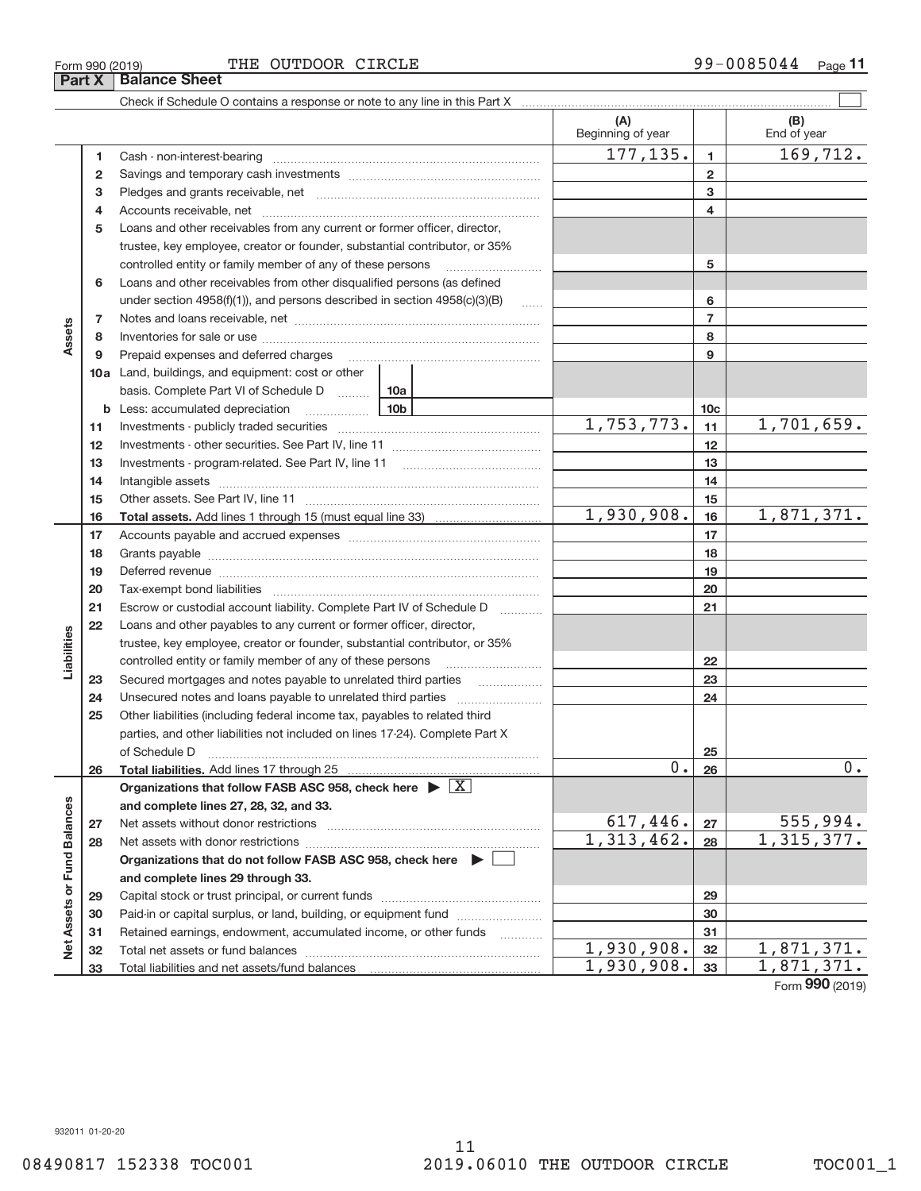Form 990 (2019) THE OUTDOOR CIRCLE 99-0085044 Page 11

## Part X Balance Sheet

Check if Schedule O contains a response or note to any line in this Part X ☐

| | | | (A) Beginning of year | | (B) End of year |
|---|---|---|---|---|---|
| Assets | 1 | Cash - non-interest-bearing | 177,135. | 1 | 169,712. |
| | 2 | Savings and temporary cash investments | | 2 | |
| | 3 | Pledges and grants receivable, net | | 3 | |
| | 4 | Accounts receivable, net | | 4 | |
| | 5 | Loans and other receivables from any current or former officer, director, trustee, key employee, creator or founder, substantial contributor, or 35% controlled entity or family member of any of these persons | | 5 | |
| | 6 | Loans and other receivables from other disqualified persons (as defined under section 4958(f)(1)), and persons described in section 4958(c)(3)(B) | | 6 | |
| | 7 | Notes and loans receivable, net | | 7 | |
| | 8 | Inventories for sale or use | | 8 | |
| | 9 | Prepaid expenses and deferred charges | | 9 | |
| | 10a | Land, buildings, and equipment: cost or other basis. Complete Part VI of Schedule D ... 10a | | | |
| | b | Less: accumulated depreciation ... 10b | | 10c | |
| | 11 | Investments - publicly traded securities | 1,753,773. | 11 | 1,701,659. |
| | 12 | Investments - other securities. See Part IV, line 11 | | 12 | |
| | 13 | Investments - program-related. See Part IV, line 11 | | 13 | |
| | 14 | Intangible assets | | 14 | |
| | 15 | Other assets. See Part IV, line 11 | | 15 | |
| | 16 | **Total assets.** Add lines 1 through 15 (must equal line 33) | 1,930,908. | 16 | 1,871,371. |
| Liabilities | 17 | Accounts payable and accrued expenses | | 17 | |
| | 18 | Grants payable | | 18 | |
| | 19 | Deferred revenue | | 19 | |
| | 20 | Tax-exempt bond liabilities | | 20 | |
| | 21 | Escrow or custodial account liability. Complete Part IV of Schedule D | | 21 | |
| | 22 | Loans and other payables to any current or former officer, director, trustee, key employee, creator or founder, substantial contributor, or 35% controlled entity or family member of any of these persons | | 22 | |
| | 23 | Secured mortgages and notes payable to unrelated third parties | | 23 | |
| | 24 | Unsecured notes and loans payable to unrelated third parties | | 24 | |
| | 25 | Other liabilities (including federal income tax, payables to related third parties, and other liabilities not included on lines 17-24). Complete Part X of Schedule D | | 25 | |
| | 26 | **Total liabilities.** Add lines 17 through 25 | 0. | 26 | 0. |
| Net Assets or Fund Balances | | **Organizations that follow FASB ASC 958, check here ▶ ☒ and complete lines 27, 28, 32, and 33.** | | | |
| | 27 | Net assets without donor restrictions | 617,446. | 27 | 555,994. |
| | 28 | Net assets with donor restrictions | 1,313,462. | 28 | 1,315,377. |
| | | **Organizations that do not follow FASB ASC 958, check here ▶ ☐ and complete lines 29 through 33.** | | | |
| | 29 | Capital stock or trust principal, or current funds | | 29 | |
| | 30 | Paid-in or capital surplus, or land, building, or equipment fund | | 30 | |
| | 31 | Retained earnings, endowment, accumulated income, or other funds | | 31 | |
| | 32 | Total net assets or fund balances | 1,930,908. | 32 | 1,871,371. |
| | 33 | Total liabilities and net assets/fund balances | 1,930,908. | 33 | 1,871,371. |

Form **990** (2019)

932011 01-20-20

08490817 152338 TOC001 2019.06010 THE OUTDOOR CIRCLE TOC001_1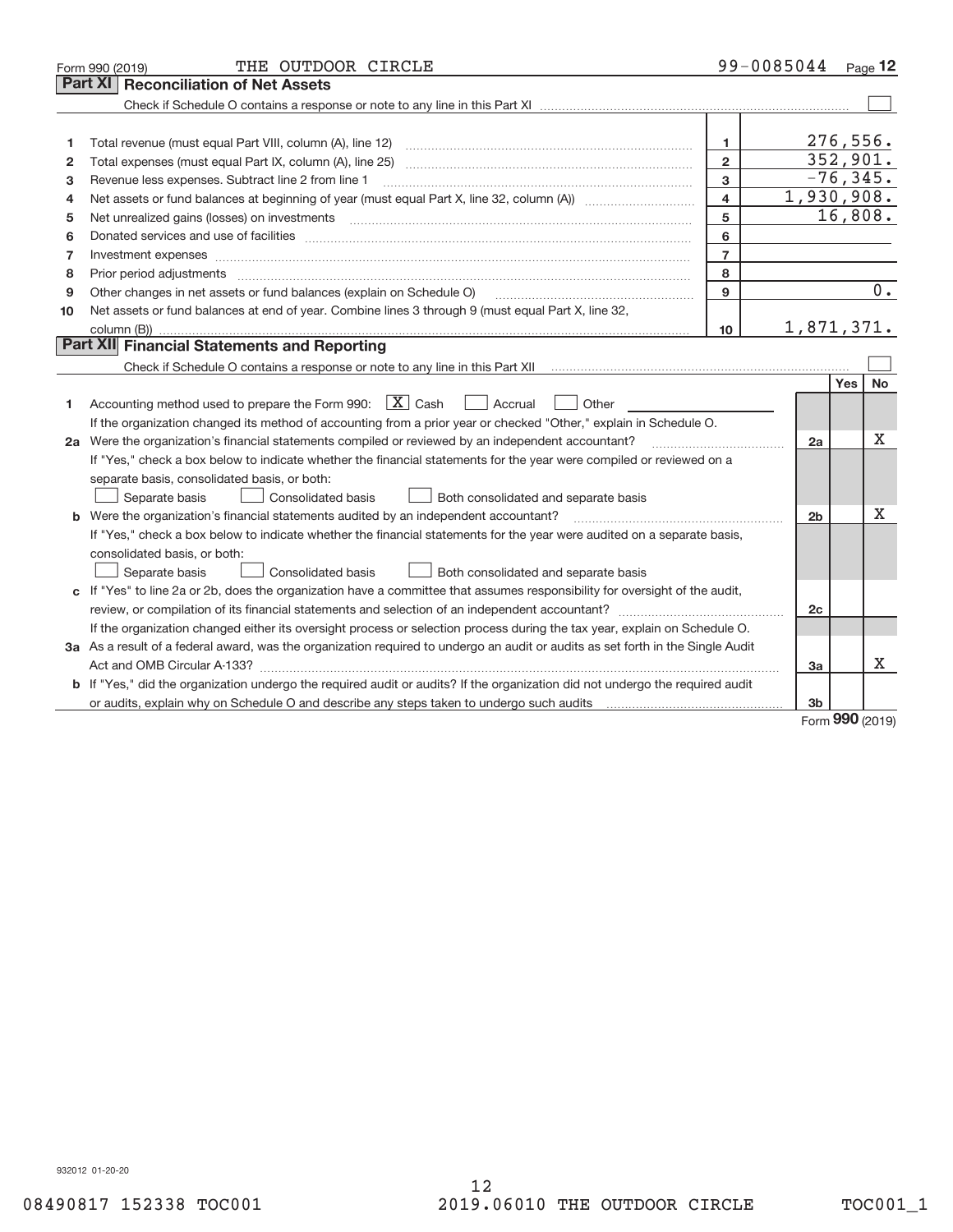Form 990 (2019) THE OUTDOOR CIRCLE 99-0085044

## Part XI Reconciliation of Net Assets

Check if Schedule O contains a response or note to any line in this Part XI ☐

| | | | |
|---|---|---|---|
| 1 | Total revenue (must equal Part VIII, column (A), line 12) | 1 | 276,556. |
| 2 | Total expenses (must equal Part IX, column (A), line 25) | 2 | 352,901. |
| 3 | Revenue less expenses. Subtract line 2 from line 1 | 3 | -76,345. |
| 4 | Net assets or fund balances at beginning of year (must equal Part X, line 32, column (A)) | 4 | 1,930,908. |
| 5 | Net unrealized gains (losses) on investments | 5 | 16,808. |
| 6 | Donated services and use of facilities | 6 | |
| 7 | Investment expenses | 7 | |
| 8 | Prior period adjustments | 8 | |
| 9 | Other changes in net assets or fund balances (explain on Schedule O) | 9 | 0. |
| 10 | Net assets or fund balances at end of year. Combine lines 3 through 9 (must equal Part X, line 32, column (B)) | 10 | 1,871,371. |

## Part XII Financial Statements and Reporting

Check if Schedule O contains a response or note to any line in this Part XII ☐

| | | | Yes | No |
|---|---|---|---|---|
| 1 | Accounting method used to prepare the Form 990: ☒ Cash ☐ Accrual ☐ Other<br>If the organization changed its method of accounting from a prior year or checked "Other," explain in Schedule O. | | | |
| 2a | Were the organization's financial statements compiled or reviewed by an independent accountant?<br>If "Yes," check a box below to indicate whether the financial statements for the year were compiled or reviewed on a separate basis, consolidated basis, or both:<br>☐ Separate basis ☐ Consolidated basis ☐ Both consolidated and separate basis | 2a | | X |
| b | Were the organization's financial statements audited by an independent accountant?<br>If "Yes," check a box below to indicate whether the financial statements for the year were audited on a separate basis, consolidated basis, or both:<br>☐ Separate basis ☐ Consolidated basis ☐ Both consolidated and separate basis | 2b | | X |
| c | If "Yes" to line 2a or 2b, does the organization have a committee that assumes responsibility for oversight of the audit, review, or compilation of its financial statements and selection of an independent accountant?<br>If the organization changed either its oversight process or selection process during the tax year, explain on Schedule O. | 2c | | |
| 3a | As a result of a federal award, was the organization required to undergo an audit or audits as set forth in the Single Audit Act and OMB Circular A-133? | 3a | | X |
| b | If "Yes," did the organization undergo the required audit or audits? If the organization did not undergo the required audit or audits, explain why on Schedule O and describe any steps taken to undergo such audits | 3b | | |

Form 990 (2019)

932012 01-20-20

08490817 152338 TOC001 2019.06010 THE OUTDOOR CIRCLE TOC001_1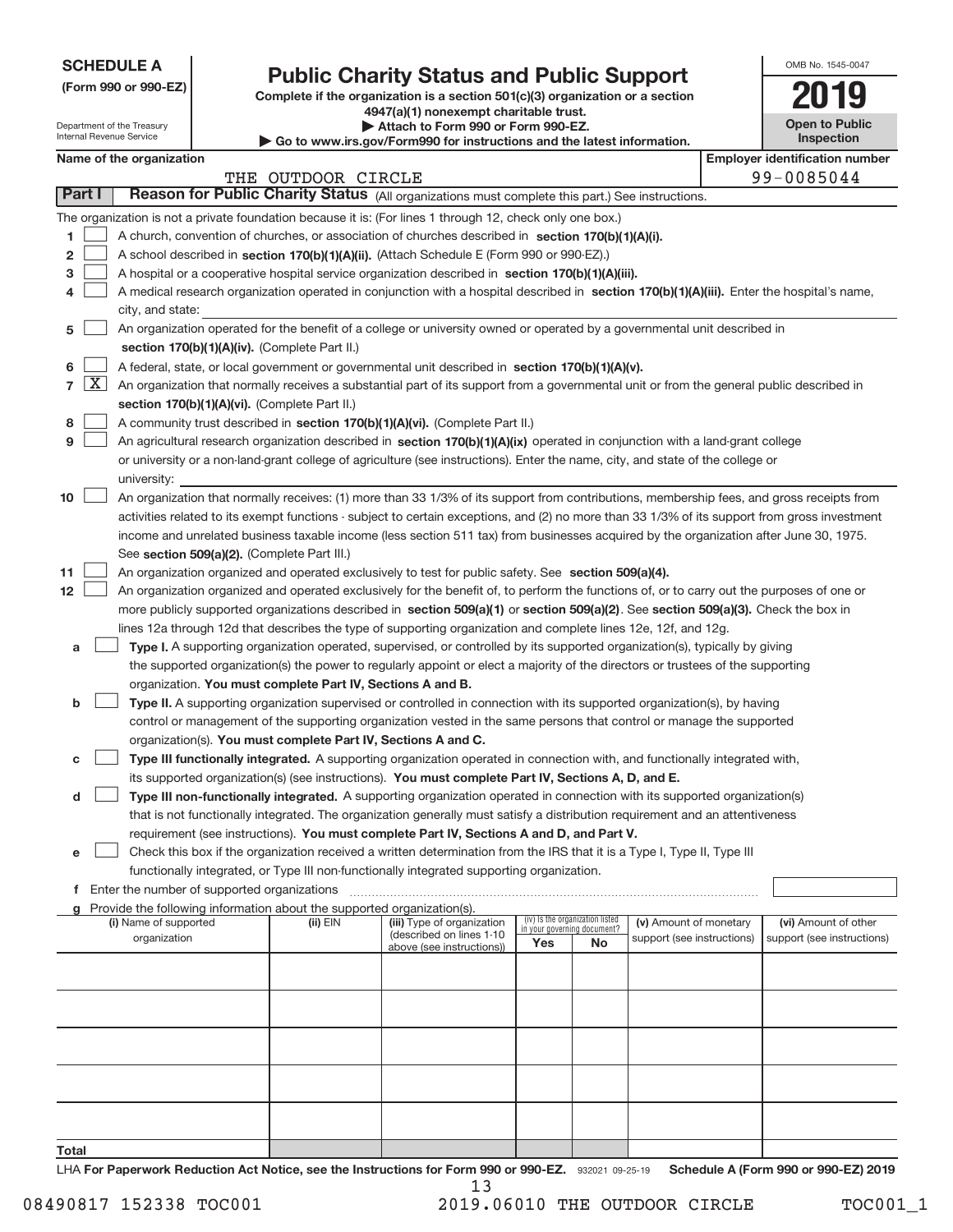**SCHEDULE A**
**(Form 990 or 990-EZ)**

Department of the Treasury
Internal Revenue Service

# Public Charity Status and Public Support

**Complete if the organization is a section 501(c)(3) organization or a section 4947(a)(1) nonexempt charitable trust.**
**▶ Attach to Form 990 or Form 990-EZ.**
**▶ Go to www.irs.gov/Form990 for instructions and the latest information.**

OMB No. 1545-0047

**2019**

**Open to Public Inspection**

**Name of the organization:** THE OUTDOOR CIRCLE

**Employer identification number:** 99-0085044

## Part I — Reason for Public Charity Status (All organizations must complete this part.) See instructions.

The organization is not a private foundation because it is: (For lines 1 through 12, check only one box.)

1. ☐ A church, convention of churches, or association of churches described in **section 170(b)(1)(A)(i).**
2. ☐ A school described in **section 170(b)(1)(A)(ii).** (Attach Schedule E (Form 990 or 990-EZ).)
3. ☐ A hospital or a cooperative hospital service organization described in **section 170(b)(1)(A)(iii).**
4. ☐ A medical research organization operated in conjunction with a hospital described in **section 170(b)(1)(A)(iii).** Enter the hospital's name, city, and state:
5. ☐ An organization operated for the benefit of a college or university owned or operated by a governmental unit described in **section 170(b)(1)(A)(iv).** (Complete Part II.)
6. ☐ A federal, state, or local government or governmental unit described in **section 170(b)(1)(A)(v).**
7. ☒ An organization that normally receives a substantial part of its support from a governmental unit or from the general public described in **section 170(b)(1)(A)(vi).** (Complete Part II.)
8. ☐ A community trust described in **section 170(b)(1)(A)(vi).** (Complete Part II.)
9. ☐ An agricultural research organization described in **section 170(b)(1)(A)(ix)** operated in conjunction with a land-grant college or university or a non-land-grant college of agriculture (see instructions). Enter the name, city, and state of the college or university:
10. ☐ An organization that normally receives: (1) more than 33 1/3% of its support from contributions, membership fees, and gross receipts from activities related to its exempt functions - subject to certain exceptions, and (2) no more than 33 1/3% of its support from gross investment income and unrelated business taxable income (less section 511 tax) from businesses acquired by the organization after June 30, 1975. See **section 509(a)(2).** (Complete Part III.)
11. ☐ An organization organized and operated exclusively to test for public safety. See **section 509(a)(4).**
12. ☐ An organization organized and operated exclusively for the benefit of, to perform the functions of, or to carry out the purposes of one or more publicly supported organizations described in **section 509(a)(1)** or **section 509(a)(2)**. See **section 509(a)(3).** Check the box in lines 12a through 12d that describes the type of supporting organization and complete lines 12e, 12f, and 12g.
   - **a** ☐ **Type I.** A supporting organization operated, supervised, or controlled by its supported organization(s), typically by giving the supported organization(s) the power to regularly appoint or elect a majority of the directors or trustees of the supporting organization. **You must complete Part IV, Sections A and B.**
   - **b** ☐ **Type II.** A supporting organization supervised or controlled in connection with its supported organization(s), by having control or management of the supporting organization vested in the same persons that control or manage the supported organization(s). **You must complete Part IV, Sections A and C.**
   - **c** ☐ **Type III functionally integrated.** A supporting organization operated in connection with, and functionally integrated with, its supported organization(s) (see instructions). **You must complete Part IV, Sections A, D, and E.**
   - **d** ☐ **Type III non-functionally integrated.** A supporting organization operated in connection with its supported organization(s) that is not functionally integrated. The organization generally must satisfy a distribution requirement and an attentiveness requirement (see instructions). **You must complete Part IV, Sections A and D, and Part V.**
   - **e** ☐ Check this box if the organization received a written determination from the IRS that it is a Type I, Type II, Type III functionally integrated, or Type III non-functionally integrated supporting organization.
   - **f** Enter the number of supported organizations
   - **g** Provide the following information about the supported organization(s).

| (i) Name of supported organization | (ii) EIN | (iii) Type of organization (described on lines 1-10 above (see instructions)) | (iv) Is the organization listed in your governing document? Yes | No | (v) Amount of monetary support (see instructions) | (vi) Amount of other support (see instructions) |
|---|---|---|---|---|---|---|
| | | | | | | |
| | | | | | | |
| | | | | | | |
| | | | | | | |
| | | | | | | |
| **Total** | | | | | | |

LHA **For Paperwork Reduction Act Notice, see the Instructions for Form 990 or 990-EZ.** 932021 09-25-19 **Schedule A (Form 990 or 990-EZ) 2019**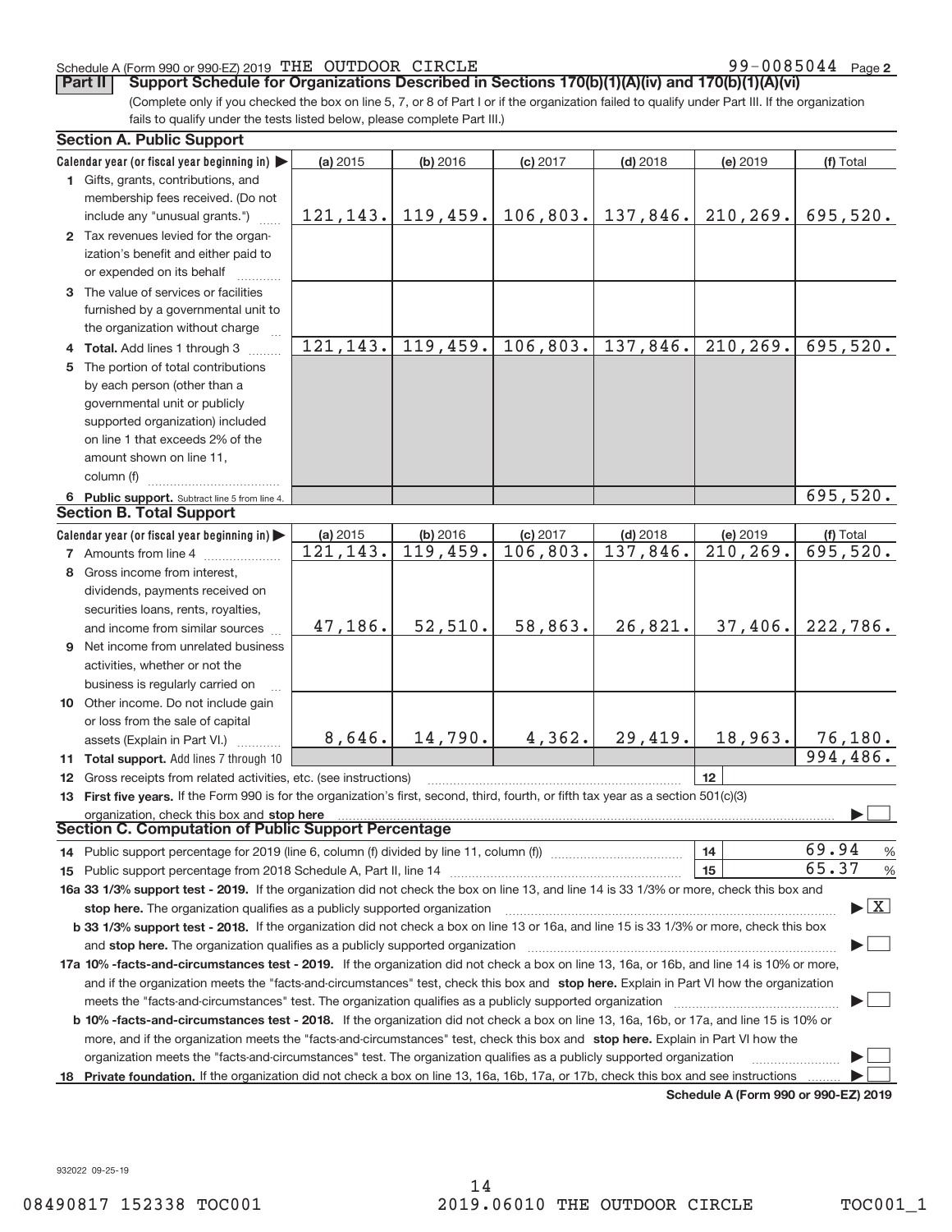Schedule A (Form 990 or 990-EZ) 2019 THE OUTDOOR CIRCLE 99-0085044 Page 2

**Part II Support Schedule for Organizations Described in Sections 170(b)(1)(A)(iv) and 170(b)(1)(A)(vi)**

(Complete only if you checked the box on line 5, 7, or 8 of Part I or if the organization failed to qualify under Part III. If the organization fails to qualify under the tests listed below, please complete Part III.)

**Section A. Public Support**

| Calendar year (or fiscal year beginning in) ▶ | (a) 2015 | (b) 2016 | (c) 2017 | (d) 2018 | (e) 2019 | (f) Total |
|---|---|---|---|---|---|---|
| 1 Gifts, grants, contributions, and membership fees received. (Do not include any "unusual grants.") | 121,143. | 119,459. | 106,803. | 137,846. | 210,269. | 695,520. |
| 2 Tax revenues levied for the organization's benefit and either paid to or expended on its behalf | | | | | | |
| 3 The value of services or facilities furnished by a governmental unit to the organization without charge | | | | | | |
| 4 **Total.** Add lines 1 through 3 | 121,143. | 119,459. | 106,803. | 137,846. | 210,269. | 695,520. |
| 5 The portion of total contributions by each person (other than a governmental unit or publicly supported organization) included on line 1 that exceeds 2% of the amount shown on line 11, column (f) | | | | | | |
| 6 **Public support.** Subtract line 5 from line 4. | | | | | | 695,520. |

**Section B. Total Support**

| Calendar year (or fiscal year beginning in) ▶ | (a) 2015 | (b) 2016 | (c) 2017 | (d) 2018 | (e) 2019 | (f) Total |
|---|---|---|---|---|---|---|
| 7 Amounts from line 4 | 121,143. | 119,459. | 106,803. | 137,846. | 210,269. | 695,520. |
| 8 Gross income from interest, dividends, payments received on securities loans, rents, royalties, and income from similar sources | 47,186. | 52,510. | 58,863. | 26,821. | 37,406. | 222,786. |
| 9 Net income from unrelated business activities, whether or not the business is regularly carried on | | | | | | |
| 10 Other income. Do not include gain or loss from the sale of capital assets (Explain in Part VI.) | 8,646. | 14,790. | 4,362. | 29,419. | 18,963. | 76,180. |
| 11 **Total support.** Add lines 7 through 10 | | | | | | 994,486. |

12 Gross receipts from related activities, etc. (see instructions) | 12 |

13 **First five years.** If the Form 990 is for the organization's first, second, third, fourth, or fifth tax year as a section 501(c)(3) organization, check this box and **stop here** ▶ ☐

**Section C. Computation of Public Support Percentage**

14 Public support percentage for 2019 (line 6, column (f) divided by line 11, column (f)) | 14 | 69.94 %

15 Public support percentage from 2018 Schedule A, Part II, line 14 | 15 | 65.37 %

**16a 33 1/3% support test - 2019.** If the organization did not check the box on line 13, and line 14 is 33 1/3% or more, check this box and **stop here.** The organization qualifies as a publicly supported organization ▶ ☒

**b 33 1/3% support test - 2018.** If the organization did not check a box on line 13 or 16a, and line 15 is 33 1/3% or more, check this box and **stop here.** The organization qualifies as a publicly supported organization ▶ ☐

**17a 10% -facts-and-circumstances test - 2019.** If the organization did not check a box on line 13, 16a, or 16b, and line 14 is 10% or more, and if the organization meets the "facts-and-circumstances" test, check this box and **stop here.** Explain in Part VI how the organization meets the "facts-and-circumstances" test. The organization qualifies as a publicly supported organization ▶ ☐

**b 10% -facts-and-circumstances test - 2018.** If the organization did not check a box on line 13, 16a, 16b, or 17a, and line 15 is 10% or more, and if the organization meets the "facts-and-circumstances" test, check this box and **stop here.** Explain in Part VI how the organization meets the "facts-and-circumstances" test. The organization qualifies as a publicly supported organization ▶ ☐

**18 Private foundation.** If the organization did not check a box on line 13, 16a, 16b, 17a, or 17b, check this box and see instructions ▶ ☐

**Schedule A (Form 990 or 990-EZ) 2019**

932022 09-25-19

08490817 152338 TOC001 2019.06010 THE OUTDOOR CIRCLE TOC001_1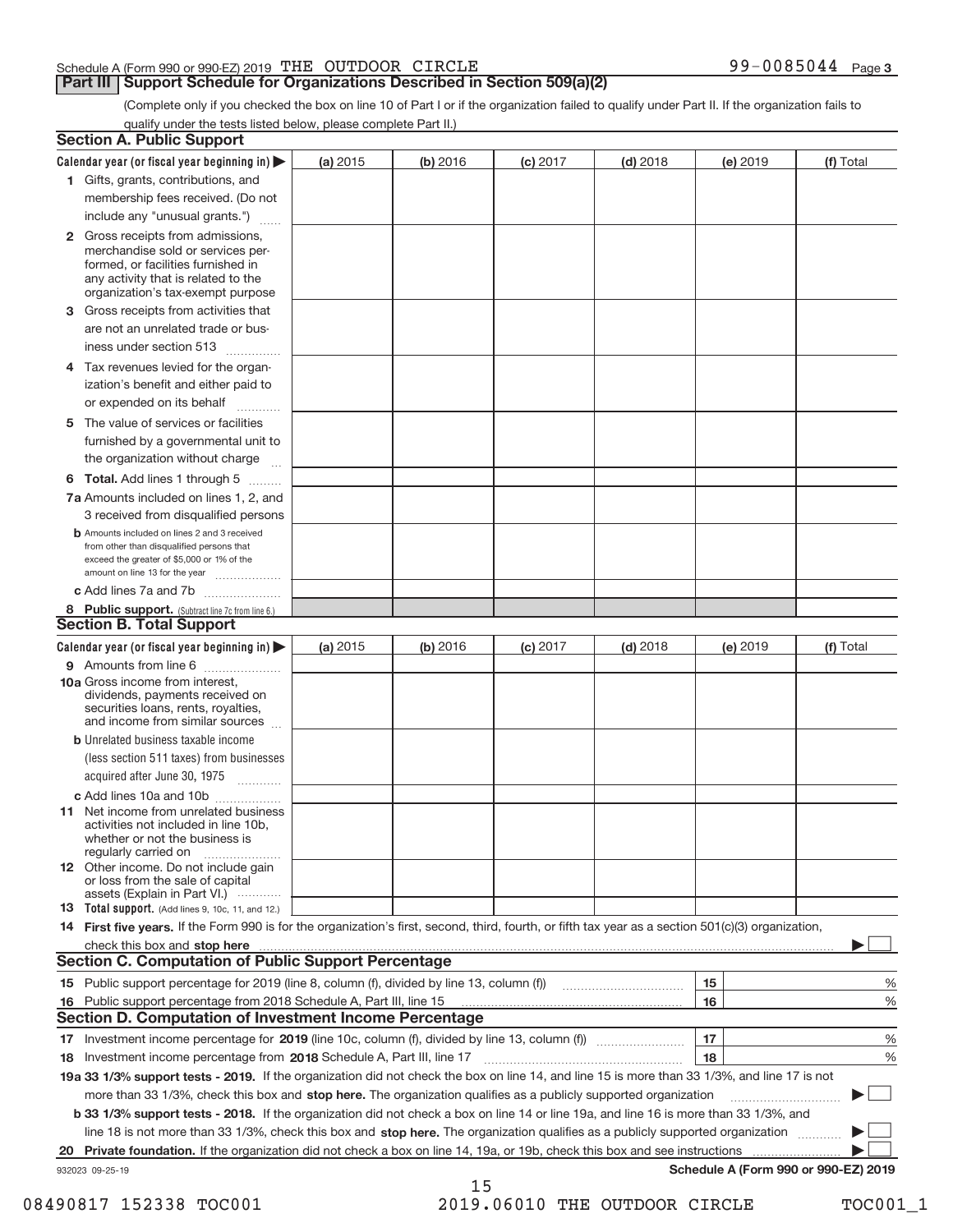Schedule A (Form 990 or 990-EZ) 2019 THE OUTDOOR CIRCLE 99-0085044 Page 3

## Part III Support Schedule for Organizations Described in Section 509(a)(2)

(Complete only if you checked the box on line 10 of Part I or if the organization failed to qualify under Part II. If the organization fails to qualify under the tests listed below, please complete Part II.)

### Section A. Public Support

| Calendar year (or fiscal year beginning in) ▶ | (a) 2015 | (b) 2016 | (c) 2017 | (d) 2018 | (e) 2019 | (f) Total |
|---|---|---|---|---|---|---|
| 1 Gifts, grants, contributions, and membership fees received. (Do not include any "unusual grants.") | | | | | | |
| 2 Gross receipts from admissions, merchandise sold or services performed, or facilities furnished in any activity that is related to the organization's tax-exempt purpose | | | | | | |
| 3 Gross receipts from activities that are not an unrelated trade or business under section 513 | | | | | | |
| 4 Tax revenues levied for the organization's benefit and either paid to or expended on its behalf | | | | | | |
| 5 The value of services or facilities furnished by a governmental unit to the organization without charge | | | | | | |
| 6 Total. Add lines 1 through 5 | | | | | | |
| 7a Amounts included on lines 1, 2, and 3 received from disqualified persons | | | | | | |
| b Amounts included on lines 2 and 3 received from other than disqualified persons that exceed the greater of $5,000 or 1% of the amount on line 13 for the year | | | | | | |
| c Add lines 7a and 7b | | | | | | |
| 8 Public support. (Subtract line 7c from line 6.) | | | | | | |

### Section B. Total Support

| Calendar year (or fiscal year beginning in) ▶ | (a) 2015 | (b) 2016 | (c) 2017 | (d) 2018 | (e) 2019 | (f) Total |
|---|---|---|---|---|---|---|
| 9 Amounts from line 6 | | | | | | |
| 10a Gross income from interest, dividends, payments received on securities loans, rents, royalties, and income from similar sources | | | | | | |
| b Unrelated business taxable income (less section 511 taxes) from businesses acquired after June 30, 1975 | | | | | | |
| c Add lines 10a and 10b | | | | | | |
| 11 Net income from unrelated business activities not included in line 10b, whether or not the business is regularly carried on | | | | | | |
| 12 Other income. Do not include gain or loss from the sale of capital assets (Explain in Part VI.) | | | | | | |
| 13 Total support. (Add lines 9, 10c, 11, and 12.) | | | | | | |

**14 First five years.** If the Form 990 is for the organization's first, second, third, fourth, or fifth tax year as a section 501(c)(3) organization, check this box and **stop here** ▶ ☐

### Section C. Computation of Public Support Percentage

| | | | |
|---|---|---|---|
| 15 Public support percentage for 2019 (line 8, column (f), divided by line 13, column (f)) | 15 | | % |
| 16 Public support percentage from 2018 Schedule A, Part III, line 15 | 16 | | % |

### Section D. Computation of Investment Income Percentage

| | | | |
|---|---|---|---|
| 17 Investment income percentage for **2019** (line 10c, column (f), divided by line 13, column (f)) | 17 | | % |
| 18 Investment income percentage from **2018** Schedule A, Part III, line 17 | 18 | | % |

**19a 33 1/3% support tests - 2019.** If the organization did not check the box on line 14, and line 15 is more than 33 1/3%, and line 17 is not more than 33 1/3%, check this box and **stop here.** The organization qualifies as a publicly supported organization ▶ ☐

**b 33 1/3% support tests - 2018.** If the organization did not check a box on line 14 or line 19a, and line 16 is more than 33 1/3%, and line 18 is not more than 33 1/3%, check this box and **stop here.** The organization qualifies as a publicly supported organization ▶ ☐

**20 Private foundation.** If the organization did not check a box on line 14, 19a, or 19b, check this box and see instructions ▶ ☐

932023 09-25-19

**Schedule A (Form 990 or 990-EZ) 2019**

08490817 152338 TOC001 2019.06010 THE OUTDOOR CIRCLE TOC001_1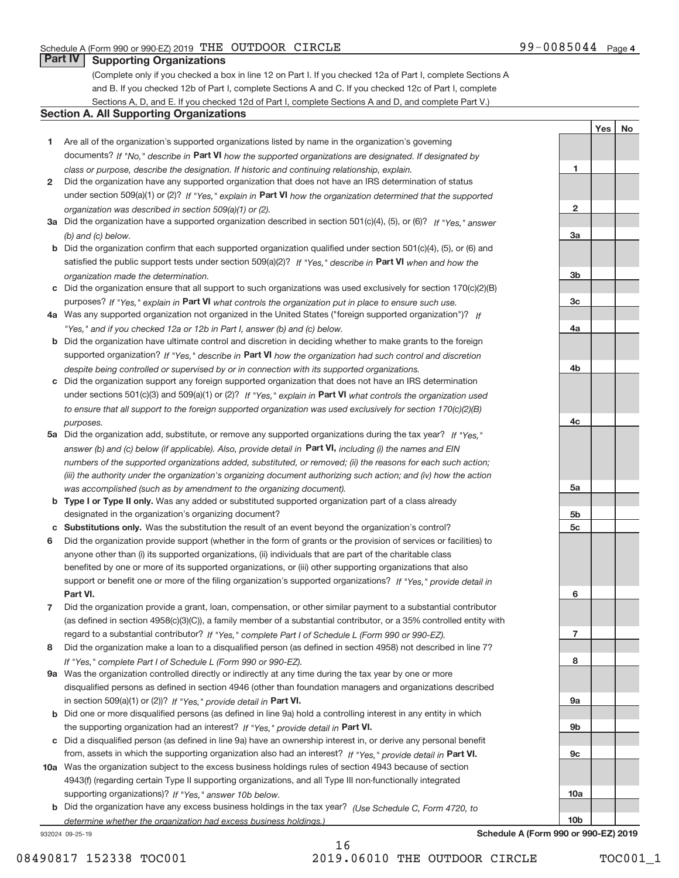Schedule A (Form 990 or 990-EZ) 2019 THE OUTDOOR CIRCLE 99-0085044 Page 4

## Part IV Supporting Organizations

(Complete only if you checked a box in line 12 on Part I. If you checked 12a of Part I, complete Sections A and B. If you checked 12b of Part I, complete Sections A and C. If you checked 12c of Part I, complete Sections A, D, and E. If you checked 12d of Part I, complete Sections A and D, and complete Part V.)

### Section A. All Supporting Organizations

| | | Line | Yes | No |
|---|---|---|---|---|
| **1** | Are all of the organization's supported organizations listed by name in the organization's governing documents? *If "No," describe in* **Part VI** *how the supported organizations are designated. If designated by class or purpose, describe the designation. If historic and continuing relationship, explain.* | 1 | | |
| **2** | Did the organization have any supported organization that does not have an IRS determination of status under section 509(a)(1) or (2)? *If "Yes," explain in* **Part VI** *how the organization determined that the supported organization was described in section 509(a)(1) or (2).* | 2 | | |
| **3a** | Did the organization have a supported organization described in section 501(c)(4), (5), or (6)? *If "Yes," answer (b) and (c) below.* | 3a | | |
| **b** | Did the organization confirm that each supported organization qualified under section 501(c)(4), (5), or (6) and satisfied the public support tests under section 509(a)(2)? *If "Yes," describe in* **Part VI** *when and how the organization made the determination.* | 3b | | |
| **c** | Did the organization ensure that all support to such organizations was used exclusively for section 170(c)(2)(B) purposes? *If "Yes," explain in* **Part VI** *what controls the organization put in place to ensure such use.* | 3c | | |
| **4a** | Was any supported organization not organized in the United States ("foreign supported organization")? *If "Yes," and if you checked 12a or 12b in Part I, answer (b) and (c) below.* | 4a | | |
| **b** | Did the organization have ultimate control and discretion in deciding whether to make grants to the foreign supported organization? *If "Yes," describe in* **Part VI** *how the organization had such control and discretion despite being controlled or supervised by or in connection with its supported organizations.* | 4b | | |
| **c** | Did the organization support any foreign supported organization that does not have an IRS determination under sections 501(c)(3) and 509(a)(1) or (2)? *If "Yes," explain in* **Part VI** *what controls the organization used to ensure that all support to the foreign supported organization was used exclusively for section 170(c)(2)(B) purposes.* | 4c | | |
| **5a** | Did the organization add, substitute, or remove any supported organizations during the tax year? *If "Yes," answer (b) and (c) below (if applicable). Also, provide detail in* **Part VI,** *including (i) the names and EIN numbers of the supported organizations added, substituted, or removed; (ii) the reasons for each such action; (iii) the authority under the organization's organizing document authorizing such action; and (iv) how the action was accomplished (such as by amendment to the organizing document).* | 5a | | |
| **b** | **Type I or Type II only.** Was any added or substituted supported organization part of a class already designated in the organization's organizing document? | 5b | | |
| **c** | **Substitutions only.** Was the substitution the result of an event beyond the organization's control? | 5c | | |
| **6** | Did the organization provide support (whether in the form of grants or the provision of services or facilities) to anyone other than (i) its supported organizations, (ii) individuals that are part of the charitable class benefited by one or more of its supported organizations, or (iii) other supporting organizations that also support or benefit one or more of the filing organization's supported organizations? *If "Yes," provide detail in* **Part VI.** | 6 | | |
| **7** | Did the organization provide a grant, loan, compensation, or other similar payment to a substantial contributor (as defined in section 4958(c)(3)(C)), a family member of a substantial contributor, or a 35% controlled entity with regard to a substantial contributor? *If "Yes," complete Part I of Schedule L (Form 990 or 990-EZ).* | 7 | | |
| **8** | Did the organization make a loan to a disqualified person (as defined in section 4958) not described in line 7? *If "Yes," complete Part I of Schedule L (Form 990 or 990-EZ).* | 8 | | |
| **9a** | Was the organization controlled directly or indirectly at any time during the tax year by one or more disqualified persons as defined in section 4946 (other than foundation managers and organizations described in section 509(a)(1) or (2))? *If "Yes," provide detail in* **Part VI.** | 9a | | |
| **b** | Did one or more disqualified persons (as defined in line 9a) hold a controlling interest in any entity in which the supporting organization had an interest? *If "Yes," provide detail in* **Part VI.** | 9b | | |
| **c** | Did a disqualified person (as defined in line 9a) have an ownership interest in, or derive any personal benefit from, assets in which the supporting organization also had an interest? *If "Yes," provide detail in* **Part VI.** | 9c | | |
| **10a** | Was the organization subject to the excess business holdings rules of section 4943 because of section 4943(f) (regarding certain Type II supporting organizations, and all Type III non-functionally integrated supporting organizations)? *If "Yes," answer 10b below.* | 10a | | |
| **b** | Did the organization have any excess business holdings in the tax year? *(Use Schedule C, Form 4720, to determine whether the organization had excess business holdings.)* | 10b | | |

932024 09-25-19 **Schedule A (Form 990 or 990-EZ) 2019**

08490817 152338 TOC001 2019.06010 THE OUTDOOR CIRCLE TOC001_1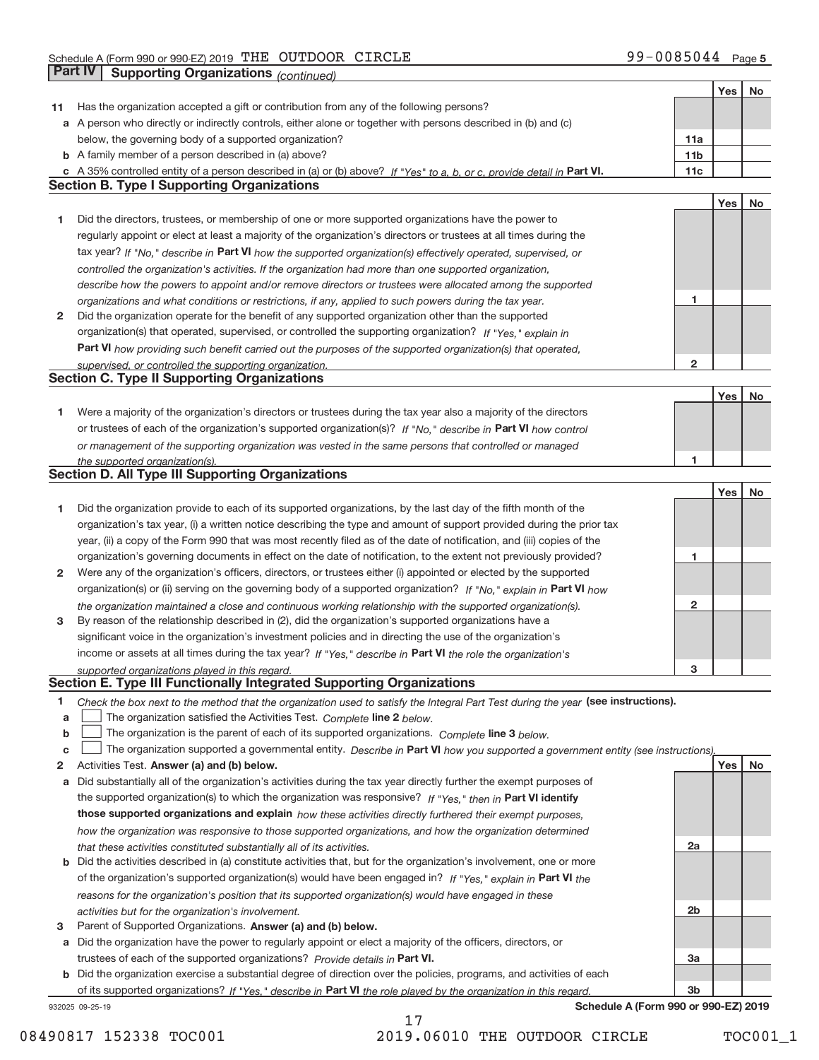Schedule A (Form 990 or 990-EZ) 2019 THE OUTDOOR CIRCLE 99-0085044 Page 5

## Part IV Supporting Organizations *(continued)*

| | | | Yes | No |
|---|---|---|---|---|
| 11 | Has the organization accepted a gift or contribution from any of the following persons? | | | |
| a | A person who directly or indirectly controls, either alone or together with persons described in (b) and (c) below, the governing body of a supported organization? | 11a | | |
| b | A family member of a person described in (a) above? | 11b | | |
| c | A 35% controlled entity of a person described in (a) or (b) above? *If "Yes" to a, b, or c, provide detail in* **Part VI.** | 11c | | |

### Section B. Type I Supporting Organizations

| | | | Yes | No |
|---|---|---|---|---|
| 1 | Did the directors, trustees, or membership of one or more supported organizations have the power to regularly appoint or elect at least a majority of the organization's directors or trustees at all times during the tax year? *If "No," describe in* **Part VI** *how the supported organization(s) effectively operated, supervised, or controlled the organization's activities. If the organization had more than one supported organization, describe how the powers to appoint and/or remove directors or trustees were allocated among the supported organizations and what conditions or restrictions, if any, applied to such powers during the tax year.* | 1 | | |
| 2 | Did the organization operate for the benefit of any supported organization other than the supported organization(s) that operated, supervised, or controlled the supporting organization? *If "Yes," explain in* **Part VI** *how providing such benefit carried out the purposes of the supported organization(s) that operated, supervised, or controlled the supporting organization.* | 2 | | |

### Section C. Type II Supporting Organizations

| | | | Yes | No |
|---|---|---|---|---|
| 1 | Were a majority of the organization's directors or trustees during the tax year also a majority of the directors or trustees of each of the organization's supported organization(s)? *If "No," describe in* **Part VI** *how control or management of the supporting organization was vested in the same persons that controlled or managed the supported organization(s).* | 1 | | |

### Section D. All Type III Supporting Organizations

| | | | Yes | No |
|---|---|---|---|---|
| 1 | Did the organization provide to each of its supported organizations, by the last day of the fifth month of the organization's tax year, (i) a written notice describing the type and amount of support provided during the prior tax year, (ii) a copy of the Form 990 that was most recently filed as of the date of notification, and (iii) copies of the organization's governing documents in effect on the date of notification, to the extent not previously provided? | 1 | | |
| 2 | Were any of the organization's officers, directors, or trustees either (i) appointed or elected by the supported organization(s) or (ii) serving on the governing body of a supported organization? *If "No," explain in* **Part VI** *how the organization maintained a close and continuous working relationship with the supported organization(s).* | 2 | | |
| 3 | By reason of the relationship described in (2), did the organization's supported organizations have a significant voice in the organization's investment policies and in directing the use of the organization's income or assets at all times during the tax year? *If "Yes," describe in* **Part VI** *the role the organization's supported organizations played in this regard.* | 3 | | |

### Section E. Type III Functionally Integrated Supporting Organizations

1 *Check the box next to the method that the organization used to satisfy the Integral Part Test during the year* **(see instructions).**

a ☐ The organization satisfied the Activities Test. *Complete* **line 2** *below.*

b ☐ The organization is the parent of each of its supported organizations. *Complete* **line 3** *below.*

c ☐ The organization supported a governmental entity. *Describe in* **Part VI** *how you supported a government entity (see instructions).*

| | | | Yes | No |
|---|---|---|---|---|
| 2 | Activities Test. **Answer (a) and (b) below.** | | | |
| a | Did substantially all of the organization's activities during the tax year directly further the exempt purposes of the supported organization(s) to which the organization was responsive? *If "Yes," then in* **Part VI identify those supported organizations and explain** *how these activities directly furthered their exempt purposes, how the organization was responsive to those supported organizations, and how the organization determined that these activities constituted substantially all of its activities.* | 2a | | |
| b | Did the activities described in (a) constitute activities that, but for the organization's involvement, one or more of the organization's supported organization(s) would have been engaged in? *If "Yes," explain in* **Part VI** *the reasons for the organization's position that its supported organization(s) would have engaged in these activities but for the organization's involvement.* | 2b | | |
| 3 | Parent of Supported Organizations. **Answer (a) and (b) below.** | | | |
| a | Did the organization have the power to regularly appoint or elect a majority of the officers, directors, or trustees of each of the supported organizations? *Provide details in* **Part VI.** | 3a | | |
| b | Did the organization exercise a substantial degree of direction over the policies, programs, and activities of each of its supported organizations? *If "Yes," describe in* **Part VI** *the role played by the organization in this regard.* | 3b | | |

932025 09-25-19 **Schedule A (Form 990 or 990-EZ) 2019**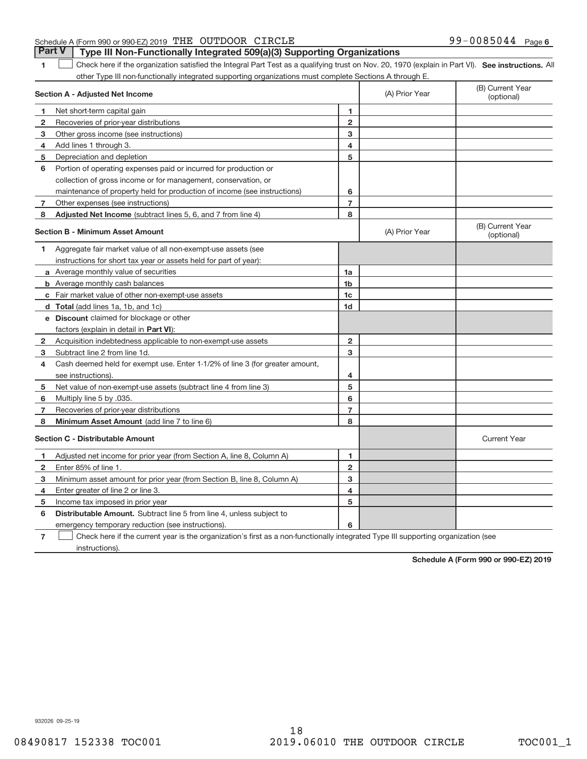Schedule A (Form 990 or 990-EZ) 2019 THE OUTDOOR CIRCLE 99-0085044 Page 6

## Part V Type III Non-Functionally Integrated 509(a)(3) Supporting Organizations

1 ☐ Check here if the organization satisfied the Integral Part Test as a qualifying trust on Nov. 20, 1970 (explain in Part VI). **See instructions.** All other Type III non-functionally integrated supporting organizations must complete Sections A through E.

| **Section A - Adjusted Net Income** | | (A) Prior Year | (B) Current Year (optional) |
|---|---|---|---|
| 1 Net short-term capital gain | 1 | | |
| 2 Recoveries of prior-year distributions | 2 | | |
| 3 Other gross income (see instructions) | 3 | | |
| 4 Add lines 1 through 3. | 4 | | |
| 5 Depreciation and depletion | 5 | | |
| 6 Portion of operating expenses paid or incurred for production or collection of gross income or for management, conservation, or maintenance of property held for production of income (see instructions) | 6 | | |
| 7 Other expenses (see instructions) | 7 | | |
| 8 **Adjusted Net Income** (subtract lines 5, 6, and 7 from line 4) | 8 | | |

| **Section B - Minimum Asset Amount** | | (A) Prior Year | (B) Current Year (optional) |
|---|---|---|---|
| 1 Aggregate fair market value of all non-exempt-use assets (see instructions for short tax year or assets held for part of year): | | | |
| a Average monthly value of securities | 1a | | |
| b Average monthly cash balances | 1b | | |
| c Fair market value of other non-exempt-use assets | 1c | | |
| d **Total** (add lines 1a, 1b, and 1c) | 1d | | |
| e **Discount** claimed for blockage or other factors (explain in detail in **Part VI**): | | | |
| 2 Acquisition indebtedness applicable to non-exempt-use assets | 2 | | |
| 3 Subtract line 2 from line 1d. | 3 | | |
| 4 Cash deemed held for exempt use. Enter 1-1/2% of line 3 (for greater amount, see instructions). | 4 | | |
| 5 Net value of non-exempt-use assets (subtract line 4 from line 3) | 5 | | |
| 6 Multiply line 5 by .035. | 6 | | |
| 7 Recoveries of prior-year distributions | 7 | | |
| 8 **Minimum Asset Amount** (add line 7 to line 6) | 8 | | |

| **Section C - Distributable Amount** | | | Current Year |
|---|---|---|---|
| 1 Adjusted net income for prior year (from Section A, line 8, Column A) | 1 | | |
| 2 Enter 85% of line 1. | 2 | | |
| 3 Minimum asset amount for prior year (from Section B, line 8, Column A) | 3 | | |
| 4 Enter greater of line 2 or line 3. | 4 | | |
| 5 Income tax imposed in prior year | 5 | | |
| 6 **Distributable Amount.** Subtract line 5 from line 4, unless subject to emergency temporary reduction (see instructions). | 6 | | |

7 ☐ Check here if the current year is the organization's first as a non-functionally integrated Type III supporting organization (see instructions).

**Schedule A (Form 990 or 990-EZ) 2019**

932026 09-25-19

08490817 152338 TOC001 2019.06010 THE OUTDOOR CIRCLE TOC001_1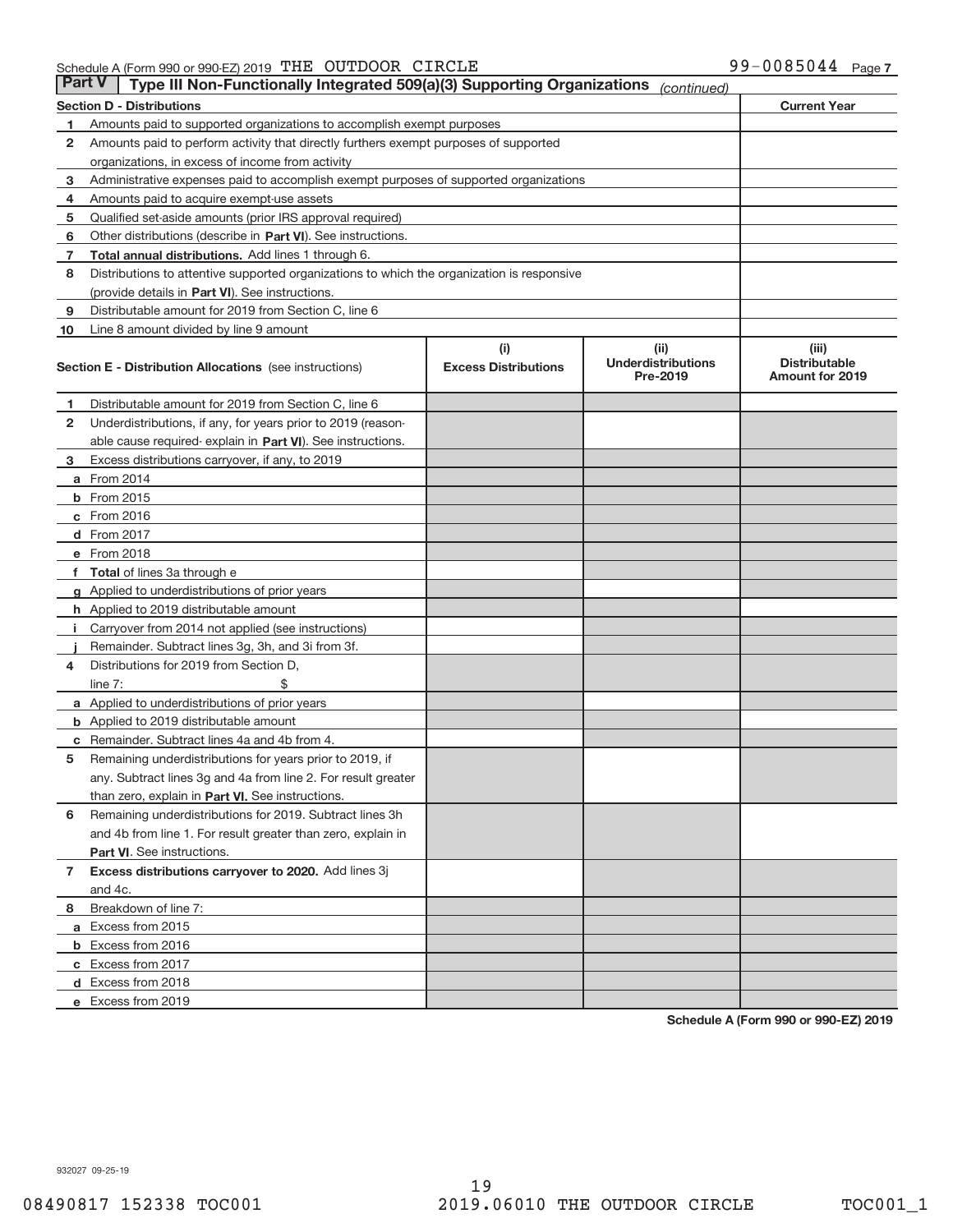Schedule A (Form 990 or 990-EZ) 2019 THE OUTDOOR CIRCLE 99-0085044 Page 7

**Part V — Type III Non-Functionally Integrated 509(a)(3) Supporting Organizations** *(continued)*

| Section D - Distributions | | Current Year |
|---|---|---|
| 1 | Amounts paid to supported organizations to accomplish exempt purposes | |
| 2 | Amounts paid to perform activity that directly furthers exempt purposes of supported organizations, in excess of income from activity | |
| 3 | Administrative expenses paid to accomplish exempt purposes of supported organizations | |
| 4 | Amounts paid to acquire exempt-use assets | |
| 5 | Qualified set-aside amounts (prior IRS approval required) | |
| 6 | Other distributions (describe in **Part VI**). See instructions. | |
| 7 | **Total annual distributions.** Add lines 1 through 6. | |
| 8 | Distributions to attentive supported organizations to which the organization is responsive (provide details in **Part VI**). See instructions. | |
| 9 | Distributable amount for 2019 from Section C, line 6 | |
| 10 | Line 8 amount divided by line 9 amount | |

| Section E - Distribution Allocations (see instructions) | (i) Excess Distributions | (ii) Underdistributions Pre-2019 | (iii) Distributable Amount for 2019 |
|---|---|---|---|
| 1 Distributable amount for 2019 from Section C, line 6 | | | |
| 2 Underdistributions, if any, for years prior to 2019 (reasonable cause required- explain in **Part VI**). See instructions. | | | |
| 3 Excess distributions carryover, if any, to 2019 | | | |
| a From 2014 | | | |
| b From 2015 | | | |
| c From 2016 | | | |
| d From 2017 | | | |
| e From 2018 | | | |
| f **Total** of lines 3a through e | | | |
| g Applied to underdistributions of prior years | | | |
| h Applied to 2019 distributable amount | | | |
| i Carryover from 2014 not applied (see instructions) | | | |
| j Remainder. Subtract lines 3g, 3h, and 3i from 3f. | | | |
| 4 Distributions for 2019 from Section D, line 7: $ | | | |
| a Applied to underdistributions of prior years | | | |
| b Applied to 2019 distributable amount | | | |
| c Remainder. Subtract lines 4a and 4b from 4. | | | |
| 5 Remaining underdistributions for years prior to 2019, if any. Subtract lines 3g and 4a from line 2. For result greater than zero, explain in **Part VI.** See instructions. | | | |
| 6 Remaining underdistributions for 2019. Subtract lines 3h and 4b from line 1. For result greater than zero, explain in **Part VI**. See instructions. | | | |
| 7 **Excess distributions carryover to 2020.** Add lines 3j and 4c. | | | |
| 8 Breakdown of line 7: | | | |
| a Excess from 2015 | | | |
| b Excess from 2016 | | | |
| c Excess from 2017 | | | |
| d Excess from 2018 | | | |
| e Excess from 2019 | | | |

**Schedule A (Form 990 or 990-EZ) 2019**

932027 09-25-19

08490817 152338 TOC001 2019.06010 THE OUTDOOR CIRCLE TOC001_1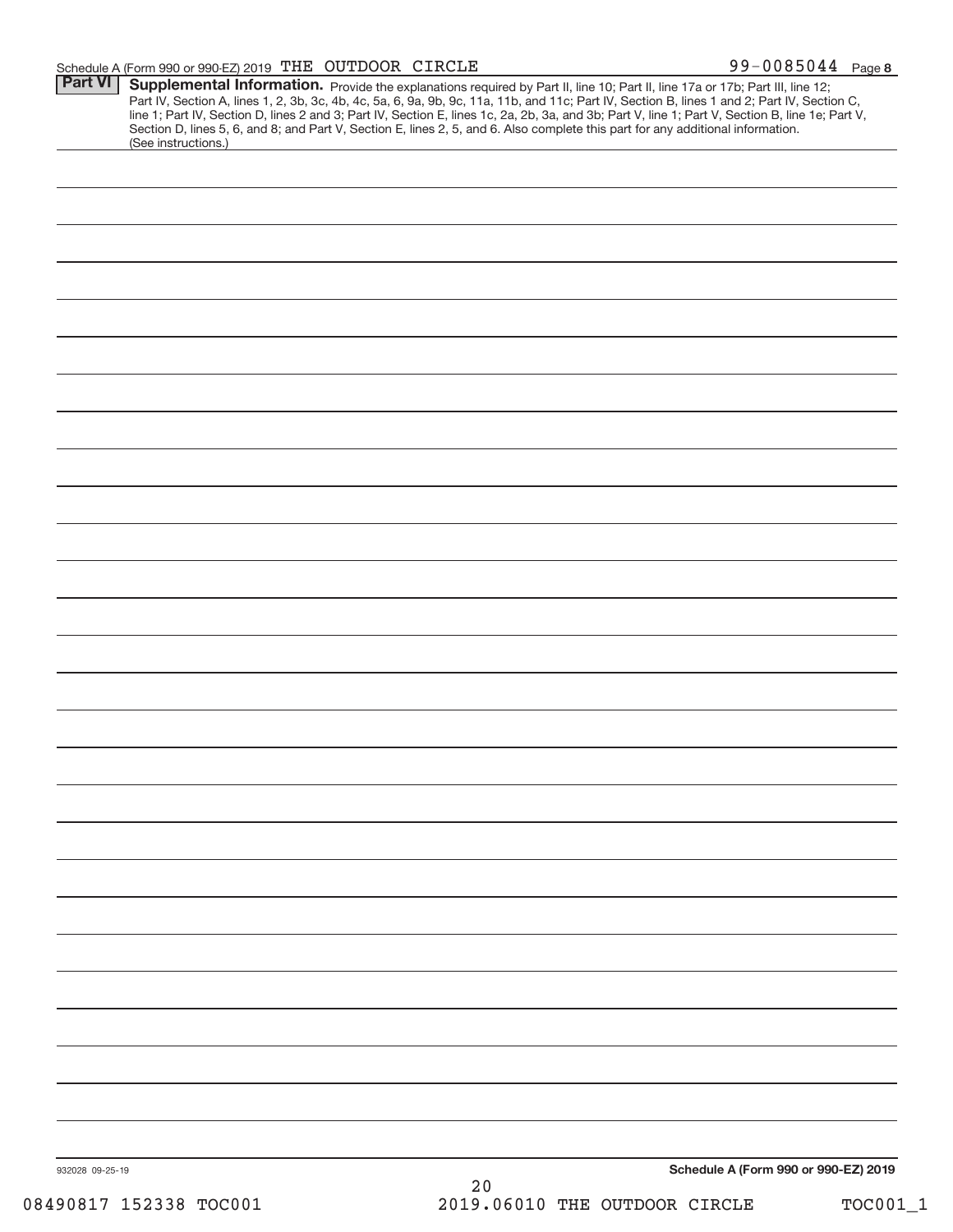Schedule A (Form 990 or 990-EZ) 2019 THE OUTDOOR CIRCLE 99-0085044 Page 8

## Part VI Supplemental Information.

Provide the explanations required by Part II, line 10; Part II, line 17a or 17b; Part III, line 12; Part IV, Section A, lines 1, 2, 3b, 3c, 4b, 4c, 5a, 6, 9a, 9b, 9c, 11a, 11b, and 11c; Part IV, Section B, lines 1 and 2; Part IV, Section C, line 1; Part IV, Section D, lines 2 and 3; Part IV, Section E, lines 1c, 2a, 2b, 3a, and 3b; Part V, line 1; Part V, Section B, line 1e; Part V, Section D, lines 5, 6, and 8; and Part V, Section E, lines 2, 5, and 6. Also complete this part for any additional information. (See instructions.)

932028 09-25-19

Schedule A (Form 990 or 990-EZ) 2019

08490817 152338 TOC001 2019.06010 THE OUTDOOR CIRCLE TOC001_1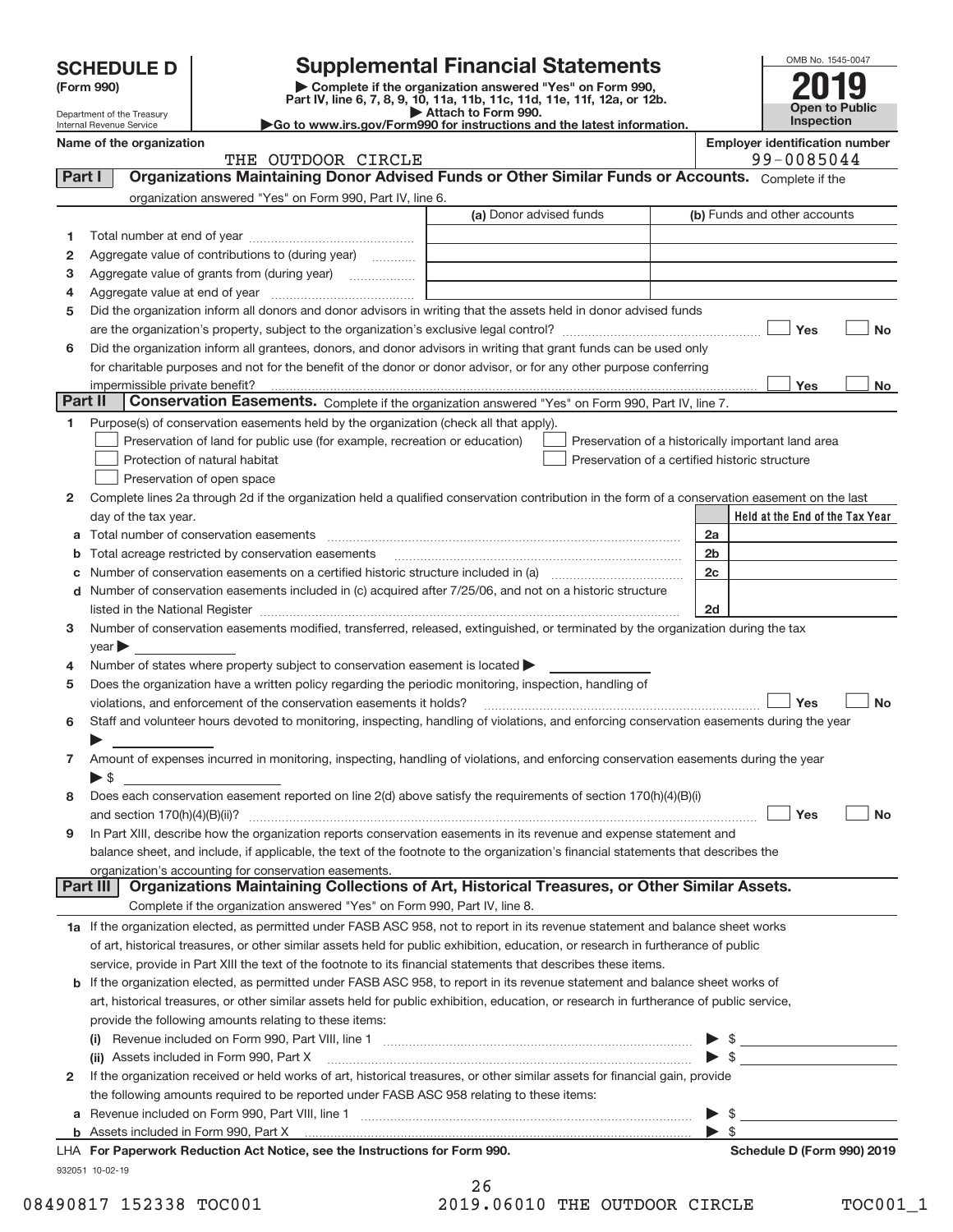# SCHEDULE D (Form 990)

Department of the Treasury
Internal Revenue Service

## Supplemental Financial Statements

▶ Complete if the organization answered "Yes" on Form 990, Part IV, line 6, 7, 8, 9, 10, 11a, 11b, 11c, 11d, 11e, 11f, 12a, or 12b.
▶ Attach to Form 990.
▶Go to www.irs.gov/Form990 for instructions and the latest information.

OMB No. 1545-0047

**2019**

**Open to Public Inspection**

**Name of the organization:** THE OUTDOOR CIRCLE

**Employer identification number:** 99-0085044

### Part I — Organizations Maintaining Donor Advised Funds or Other Similar Funds or Accounts.
Complete if the organization answered "Yes" on Form 990, Part IV, line 6.

| | | (a) Donor advised funds | (b) Funds and other accounts |
|---|---|---|---|
| 1 | Total number at end of year | | |
| 2 | Aggregate value of contributions to (during year) | | |
| 3 | Aggregate value of grants from (during year) | | |
| 4 | Aggregate value at end of year | | |

5 Did the organization inform all donors and donor advisors in writing that the assets held in donor advised funds are the organization's property, subject to the organization's exclusive legal control? ☐ Yes ☐ No

6 Did the organization inform all grantees, donors, and donor advisors in writing that grant funds can be used only for charitable purposes and not for the benefit of the donor or donor advisor, or for any other purpose conferring impermissible private benefit? ☐ Yes ☐ No

### Part II — Conservation Easements.
Complete if the organization answered "Yes" on Form 990, Part IV, line 7.

1 Purpose(s) of conservation easements held by the organization (check all that apply).

- ☐ Preservation of land for public use (for example, recreation or education)
- ☐ Protection of natural habitat
- ☐ Preservation of open space
- ☐ Preservation of a historically important land area
- ☐ Preservation of a certified historic structure

2 Complete lines 2a through 2d if the organization held a qualified conservation contribution in the form of a conservation easement on the last day of the tax year.

| | | | Held at the End of the Tax Year |
|---|---|---|---|
| a | Total number of conservation easements | 2a | |
| b | Total acreage restricted by conservation easements | 2b | |
| c | Number of conservation easements on a certified historic structure included in (a) | 2c | |
| d | Number of conservation easements included in (c) acquired after 7/25/06, and not on a historic structure listed in the National Register | 2d | |

3 Number of conservation easements modified, transferred, released, extinguished, or terminated by the organization during the tax year ▶

4 Number of states where property subject to conservation easement is located ▶

5 Does the organization have a written policy regarding the periodic monitoring, inspection, handling of violations, and enforcement of the conservation easements it holds? ☐ Yes ☐ No

6 Staff and volunteer hours devoted to monitoring, inspecting, handling of violations, and enforcing conservation easements during the year ▶

7 Amount of expenses incurred in monitoring, inspecting, handling of violations, and enforcing conservation easements during the year ▶ $

8 Does each conservation easement reported on line 2(d) above satisfy the requirements of section 170(h)(4)(B)(i) and section 170(h)(4)(B)(ii)? ☐ Yes ☐ No

9 In Part XIII, describe how the organization reports conservation easements in its revenue and expense statement and balance sheet, and include, if applicable, the text of the footnote to the organization's financial statements that describes the organization's accounting for conservation easements.

### Part III — Organizations Maintaining Collections of Art, Historical Treasures, or Other Similar Assets.
Complete if the organization answered "Yes" on Form 990, Part IV, line 8.

1a If the organization elected, as permitted under FASB ASC 958, not to report in its revenue statement and balance sheet works of art, historical treasures, or other similar assets held for public exhibition, education, or research in furtherance of public service, provide in Part XIII the text of the footnote to its financial statements that describes these items.

b If the organization elected, as permitted under FASB ASC 958, to report in its revenue statement and balance sheet works of art, historical treasures, or other similar assets held for public exhibition, education, or research in furtherance of public service, provide the following amounts relating to these items:

(i) Revenue included on Form 990, Part VIII, line 1 ▶ $

(ii) Assets included in Form 990, Part X ▶ $

2 If the organization received or held works of art, historical treasures, or other similar assets for financial gain, provide the following amounts required to be reported under FASB ASC 958 relating to these items:

a Revenue included on Form 990, Part VIII, line 1 ▶ $

b Assets included in Form 990, Part X ▶ $

LHA **For Paperwork Reduction Act Notice, see the Instructions for Form 990.** **Schedule D (Form 990) 2019**

932051 10-02-19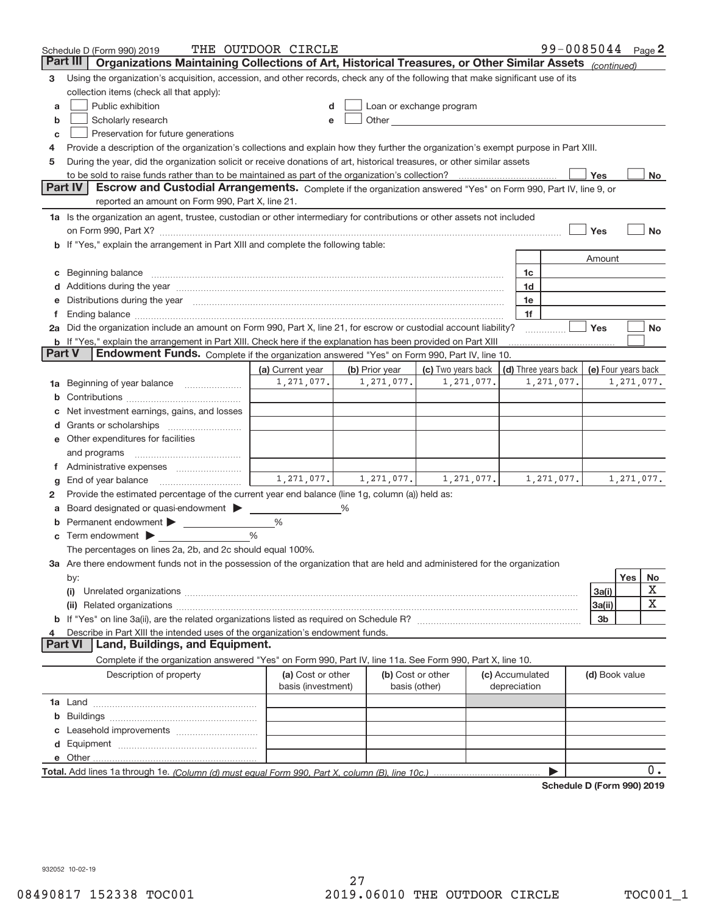Schedule D (Form 990) 2019 THE OUTDOOR CIRCLE 99-0085044 Page 2

## Part III Organizations Maintaining Collections of Art, Historical Treasures, or Other Similar Assets *(continued)*

3 Using the organization's acquisition, accession, and other records, check any of the following that make significant use of its collection items (check all that apply):

- a ☐ Public exhibition
- b ☐ Scholarly research
- c ☐ Preservation for future generations
- d ☐ Loan or exchange program
- e ☐ Other

4 Provide a description of the organization's collections and explain how they further the organization's exempt purpose in Part XIII.

5 During the year, did the organization solicit or receive donations of art, historical treasures, or other similar assets to be sold to raise funds rather than to be maintained as part of the organization's collection? ☐ Yes ☐ No

## Part IV Escrow and Custodial Arrangements.

Complete if the organization answered "Yes" on Form 990, Part IV, line 9, or reported an amount on Form 990, Part X, line 21.

1a Is the organization an agent, trustee, custodian or other intermediary for contributions or other assets not included on Form 990, Part X? ☐ Yes ☐ No

b If "Yes," explain the arrangement in Part XIII and complete the following table:

| | | Amount |
|---|---|---|
| c Beginning balance | 1c | |
| d Additions during the year | 1d | |
| e Distributions during the year | 1e | |
| f Ending balance | 1f | |

2a Did the organization include an amount on Form 990, Part X, line 21, for escrow or custodial account liability? ☐ Yes ☐ No

b If "Yes," explain the arrangement in Part XIII. Check here if the explanation has been provided on Part XIII ☐

## Part V Endowment Funds.

Complete if the organization answered "Yes" on Form 990, Part IV, line 10.

| | (a) Current year | (b) Prior year | (c) Two years back | (d) Three years back | (e) Four years back |
|---|---|---|---|---|---|
| 1a Beginning of year balance | 1,271,077. | 1,271,077. | 1,271,077. | 1,271,077. | 1,271,077. |
| b Contributions | | | | | |
| c Net investment earnings, gains, and losses | | | | | |
| d Grants or scholarships | | | | | |
| e Other expenditures for facilities and programs | | | | | |
| f Administrative expenses | | | | | |
| g End of year balance | 1,271,077. | 1,271,077. | 1,271,077. | 1,271,077. | 1,271,077. |

2 Provide the estimated percentage of the current year end balance (line 1g, column (a)) held as:

- a Board designated or quasi-endowment ▶ ______ %
- b Permanent endowment ▶ ______ %
- c Term endowment ▶ ______ %

The percentages on lines 2a, 2b, and 2c should equal 100%.

3a Are there endowment funds not in the possession of the organization that are held and administered for the organization by:

| | | Yes | No |
|---|---|---|---|
| (i) Unrelated organizations | 3a(i) | | X |
| (ii) Related organizations | 3a(ii) | | X |
| b If "Yes" on line 3a(ii), are the related organizations listed as required on Schedule R? | 3b | | |

4 Describe in Part XIII the intended uses of the organization's endowment funds.

## Part VI Land, Buildings, and Equipment.

Complete if the organization answered "Yes" on Form 990, Part IV, line 11a. See Form 990, Part X, line 10.

| Description of property | (a) Cost or other basis (investment) | (b) Cost or other basis (other) | (c) Accumulated depreciation | (d) Book value |
|---|---|---|---|---|
| 1a Land | | | | |
| b Buildings | | | | |
| c Leasehold improvements | | | | |
| d Equipment | | | | |
| e Other | | | | |

**Total.** Add lines 1a through 1e. *(Column (d) must equal Form 990, Part X, column (B), line 10c.)* ▶ 0.

**Schedule D (Form 990) 2019**

932052 10-02-19

08490817 152338 TOC001 2019.06010 THE OUTDOOR CIRCLE TOC001_1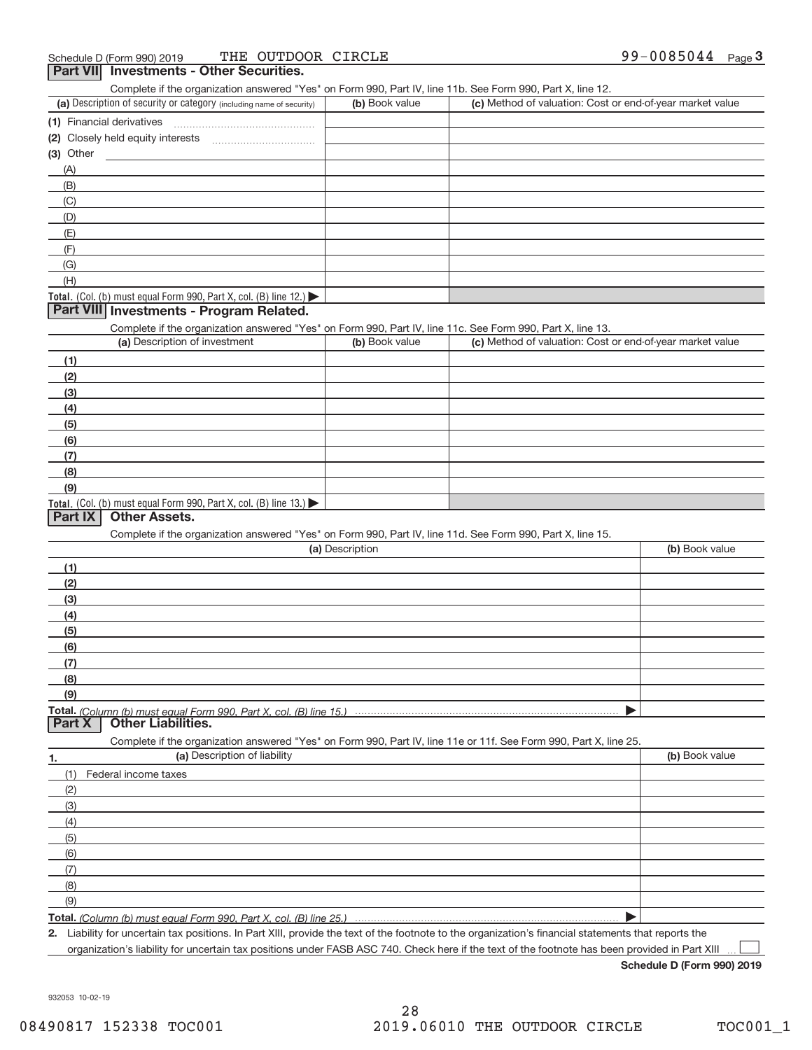Schedule D (Form 990) 2019 THE OUTDOOR CIRCLE 99-0085044 Page 3

## Part VII Investments - Other Securities.

Complete if the organization answered "Yes" on Form 990, Part IV, line 11b. See Form 990, Part X, line 12.

| (a) Description of security or category (including name of security) | (b) Book value | (c) Method of valuation: Cost or end-of-year market value |
|---|---|---|
| (1) Financial derivatives | | |
| (2) Closely held equity interests | | |
| (3) Other | | |
| (A) | | |
| (B) | | |
| (C) | | |
| (D) | | |
| (E) | | |
| (F) | | |
| (G) | | |
| (H) | | |
| **Total.** (Col. (b) must equal Form 990, Part X, col. (B) line 12.) ▶ | | |

## Part VIII Investments - Program Related.

Complete if the organization answered "Yes" on Form 990, Part IV, line 11c. See Form 990, Part X, line 13.

| (a) Description of investment | (b) Book value | (c) Method of valuation: Cost or end-of-year market value |
|---|---|---|
| (1) | | |
| (2) | | |
| (3) | | |
| (4) | | |
| (5) | | |
| (6) | | |
| (7) | | |
| (8) | | |
| (9) | | |
| **Total.** (Col. (b) must equal Form 990, Part X, col. (B) line 13.) ▶ | | |

## Part IX Other Assets.

Complete if the organization answered "Yes" on Form 990, Part IV, line 11d. See Form 990, Part X, line 15.

| (a) Description | (b) Book value |
|---|---|
| (1) | |
| (2) | |
| (3) | |
| (4) | |
| (5) | |
| (6) | |
| (7) | |
| (8) | |
| (9) | |
| **Total.** *(Column (b) must equal Form 990, Part X, col. (B) line 15.)* ▶ | |

## Part X Other Liabilities.

Complete if the organization answered "Yes" on Form 990, Part IV, line 11e or 11f. See Form 990, Part X, line 25.

| 1. (a) Description of liability | (b) Book value |
|---|---|
| (1) Federal income taxes | |
| (2) | |
| (3) | |
| (4) | |
| (5) | |
| (6) | |
| (7) | |
| (8) | |
| (9) | |
| **Total.** *(Column (b) must equal Form 990, Part X, col. (B) line 25.)* ▶ | |

2. Liability for uncertain tax positions. In Part XIII, provide the text of the footnote to the organization's financial statements that reports the organization's liability for uncertain tax positions under FASB ASC 740. Check here if the text of the footnote has been provided in Part XIII ☐

**Schedule D (Form 990) 2019**

932053 10-02-19

08490817 152338 TOC001 2019.06010 THE OUTDOOR CIRCLE TOC001_1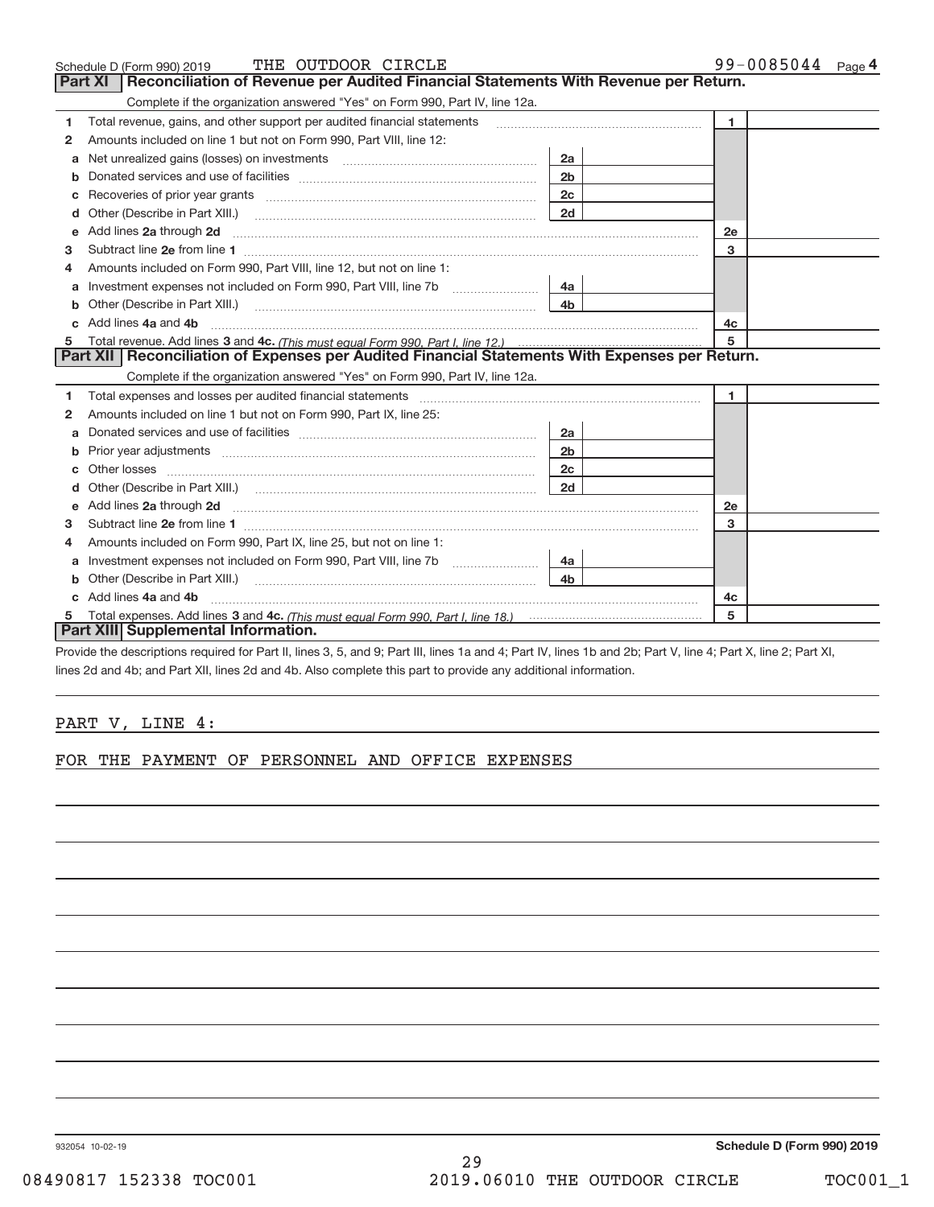Schedule D (Form 990) 2019 THE OUTDOOR CIRCLE 99-0085044 Page 4

## Part XI Reconciliation of Revenue per Audited Financial Statements With Revenue per Return.

Complete if the organization answered "Yes" on Form 990, Part IV, line 12a.

| | | | | | |
|---|---|---|---|---|---|
| 1 | Total revenue, gains, and other support per audited financial statements | | | 1 | |
| 2 | Amounts included on line 1 but not on Form 990, Part VIII, line 12: | | | | |
| a | Net unrealized gains (losses) on investments | 2a | | | |
| b | Donated services and use of facilities | 2b | | | |
| c | Recoveries of prior year grants | 2c | | | |
| d | Other (Describe in Part XIII.) | 2d | | | |
| e | Add lines 2a through 2d | | | 2e | |
| 3 | Subtract line 2e from line 1 | | | 3 | |
| 4 | Amounts included on Form 990, Part VIII, line 12, but not on line 1: | | | | |
| a | Investment expenses not included on Form 990, Part VIII, line 7b | 4a | | | |
| b | Other (Describe in Part XIII.) | 4b | | | |
| c | Add lines 4a and 4b | | | 4c | |
| 5 | Total revenue. Add lines 3 and 4c. *(This must equal Form 990, Part I, line 12.)* | | | 5 | |

## Part XII Reconciliation of Expenses per Audited Financial Statements With Expenses per Return.

Complete if the organization answered "Yes" on Form 990, Part IV, line 12a.

| | | | | | |
|---|---|---|---|---|---|
| 1 | Total expenses and losses per audited financial statements | | | 1 | |
| 2 | Amounts included on line 1 but not on Form 990, Part IX, line 25: | | | | |
| a | Donated services and use of facilities | 2a | | | |
| b | Prior year adjustments | 2b | | | |
| c | Other losses | 2c | | | |
| d | Other (Describe in Part XIII.) | 2d | | | |
| e | Add lines 2a through 2d | | | 2e | |
| 3 | Subtract line 2e from line 1 | | | 3 | |
| 4 | Amounts included on Form 990, Part IX, line 25, but not on line 1: | | | | |
| a | Investment expenses not included on Form 990, Part VIII, line 7b | 4a | | | |
| b | Other (Describe in Part XIII.) | 4b | | | |
| c | Add lines 4a and 4b | | | 4c | |
| 5 | Total expenses. Add lines 3 and 4c. *(This must equal Form 990, Part I, line 18.)* | | | 5 | |

## Part XIII Supplemental Information.

Provide the descriptions required for Part II, lines 3, 5, and 9; Part III, lines 1a and 4; Part IV, lines 1b and 2b; Part V, line 4; Part X, line 2; Part XI, lines 2d and 4b; and Part XII, lines 2d and 4b. Also complete this part to provide any additional information.

PART V, LINE 4:

FOR THE PAYMENT OF PERSONNEL AND OFFICE EXPENSES

932054 10-02-19 **Schedule D (Form 990) 2019**

08490817 152338 TOC001 2019.06010 THE OUTDOOR CIRCLE TOC001_1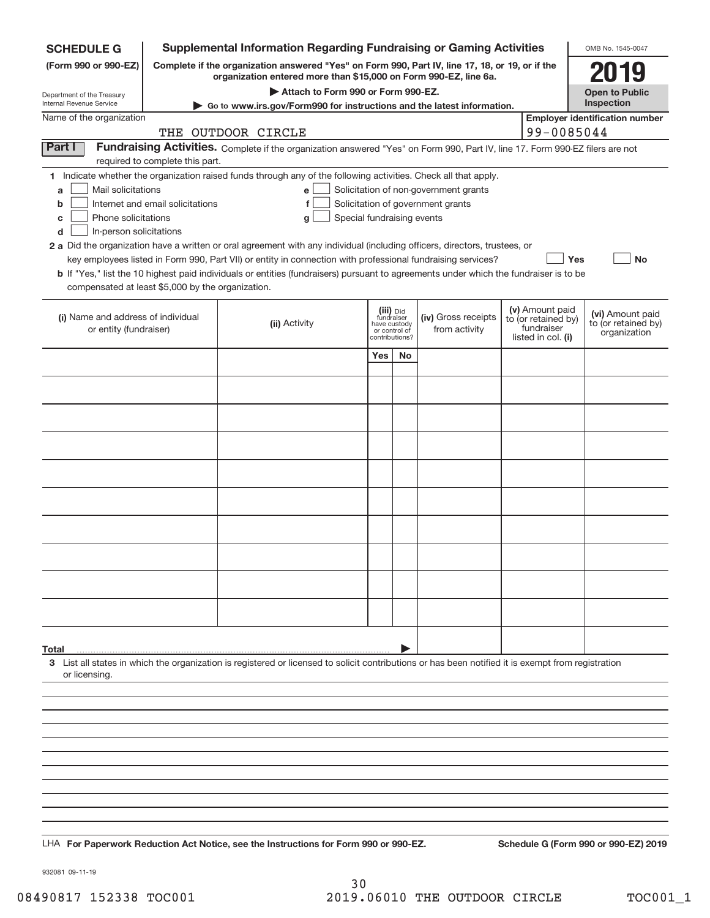**SCHEDULE G**
**(Form 990 or 990-EZ)**

Department of the Treasury
Internal Revenue Service

# Supplemental Information Regarding Fundraising or Gaming Activities

**Complete if the organization answered "Yes" on Form 990, Part IV, line 17, 18, or 19, or if the organization entered more than $15,000 on Form 990-EZ, line 6a.**

▶ **Attach to Form 990 or Form 990-EZ.**

▶ **Go to www.irs.gov/Form990 for instructions and the latest information.**

OMB No. 1545-0047

**2019**

**Open to Public Inspection**

Name of the organization: THE OUTDOOR CIRCLE

**Employer identification number:** 99-0085044

## Part I Fundraising Activities.

Complete if the organization answered "Yes" on Form 990, Part IV, line 17. Form 990-EZ filers are not required to complete this part.

**1** Indicate whether the organization raised funds through any of the following activities. Check all that apply.

- **a** ☐ Mail solicitations
- **b** ☐ Internet and email solicitations
- **c** ☐ Phone solicitations
- **d** ☐ In-person solicitations
- **e** ☐ Solicitation of non-government grants
- **f** ☐ Solicitation of government grants
- **g** ☐ Special fundraising events

**2 a** Did the organization have a written or oral agreement with any individual (including officers, directors, trustees, or key employees listed in Form 990, Part VII) or entity in connection with professional fundraising services? ☐ **Yes** ☐ **No**

**b** If "Yes," list the 10 highest paid individuals or entities (fundraisers) pursuant to agreements under which the fundraiser is to be compensated at least $5,000 by the organization.

| (i) Name and address of individual or entity (fundraiser) | (ii) Activity | (iii) Did fundraiser have custody or control of contributions? | | (iv) Gross receipts from activity | (v) Amount paid to (or retained by) fundraiser listed in col. (i) | (vi) Amount paid to (or retained by) organization |
|---|---|---|---|---|---|---|
| | | Yes | No | | | |
| | | | | | | |
| | | | | | | |
| | | | | | | |
| | | | | | | |
| | | | | | | |
| | | | | | | |
| | | | | | | |
| | | | | | | |
| | | | | | | |
| | | | | | | |
| **Total** ▶ | | | | | | |

**3** List all states in which the organization is registered or licensed to solicit contributions or has been notified it is exempt from registration or licensing.

LHA **For Paperwork Reduction Act Notice, see the Instructions for Form 990 or 990-EZ.** **Schedule G (Form 990 or 990-EZ) 2019**

932081 09-11-19

08490817 152338 TOC001 2019.06010 THE OUTDOOR CIRCLE TOC001_1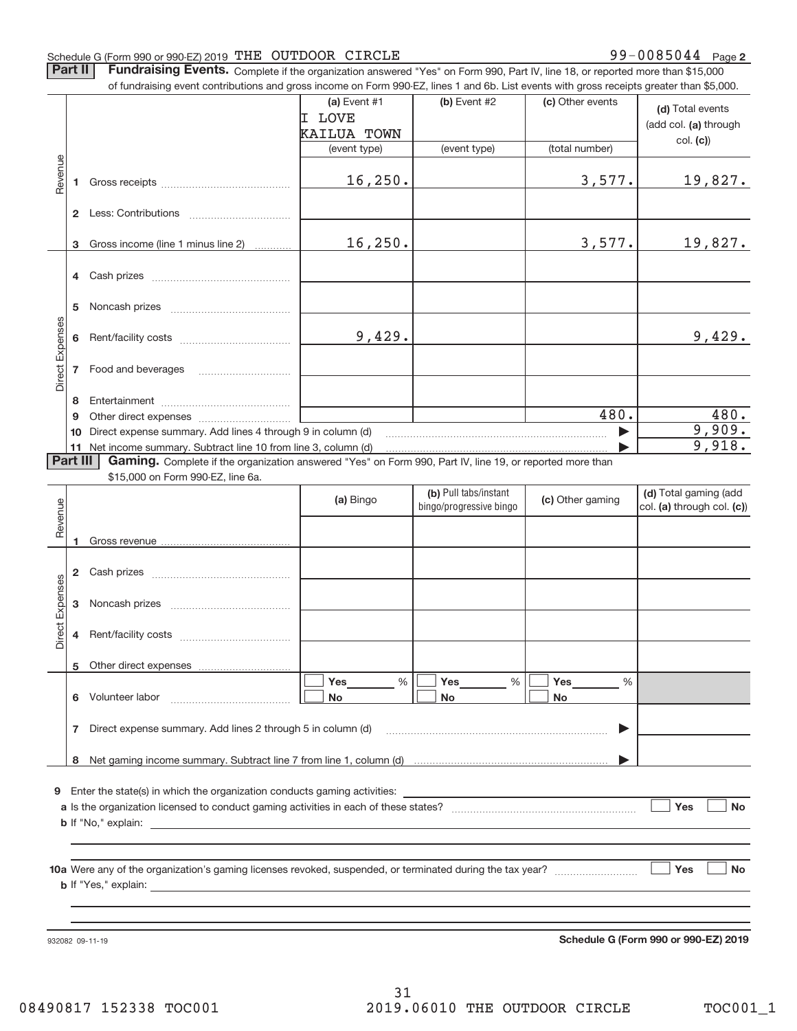Schedule G (Form 990 or 990-EZ) 2019 THE OUTDOOR CIRCLE 99-0085044 Page 2

**Part II Fundraising Events.** Complete if the organization answered "Yes" on Form 990, Part IV, line 18, or reported more than $15,000 of fundraising event contributions and gross income on Form 990-EZ, lines 1 and 6b. List events with gross receipts greater than $5,000.

| | | (a) Event #1 I LOVE KAILUA TOWN (event type) | (b) Event #2 (event type) | (c) Other events (total number) | (d) Total events (add col. (a) through col. (c)) |
|---|---|---|---|---|---|
| Revenue | 1 Gross receipts | 16,250. | | 3,577. | 19,827. |
| | 2 Less: Contributions | | | | |
| | 3 Gross income (line 1 minus line 2) | 16,250. | | 3,577. | 19,827. |
| Direct Expenses | 4 Cash prizes | | | | |
| | 5 Noncash prizes | | | | |
| | 6 Rent/facility costs | 9,429. | | | 9,429. |
| | 7 Food and beverages | | | | |
| | 8 Entertainment | | | | |
| | 9 Other direct expenses | | | 480. | 480. |
| | 10 Direct expense summary. Add lines 4 through 9 in column (d) | | | | 9,909. |
| | 11 Net income summary. Subtract line 10 from line 3, column (d) | | | | 9,918. |

**Part III Gaming.** Complete if the organization answered "Yes" on Form 990, Part IV, line 19, or reported more than $15,000 on Form 990-EZ, line 6a.

| | | (a) Bingo | (b) Pull tabs/instant bingo/progressive bingo | (c) Other gaming | (d) Total gaming (add col. (a) through col. (c)) |
|---|---|---|---|---|---|
| Revenue | 1 Gross revenue | | | | |
| Direct Expenses | 2 Cash prizes | | | | |
| | 3 Noncash prizes | | | | |
| | 4 Rent/facility costs | | | | |
| | 5 Other direct expenses | | | | |
| | 6 Volunteer labor | ☐ Yes ____ % ☐ No | ☐ Yes ____ % ☐ No | ☐ Yes ____ % ☐ No | |
| | 7 Direct expense summary. Add lines 2 through 5 in column (d) | | | | |
| | 8 Net gaming income summary. Subtract line 7 from line 1, column (d) | | | | |

9 Enter the state(s) in which the organization conducts gaming activities:

a Is the organization licensed to conduct gaming activities in each of these states? ☐ Yes ☐ No

b If "No," explain:

10a Were any of the organization's gaming licenses revoked, suspended, or terminated during the tax year? ☐ Yes ☐ No

b If "Yes," explain:

932082 09-11-19 **Schedule G (Form 990 or 990-EZ) 2019**

08490817 152338 TOC001 2019.06010 THE OUTDOOR CIRCLE TOC001_1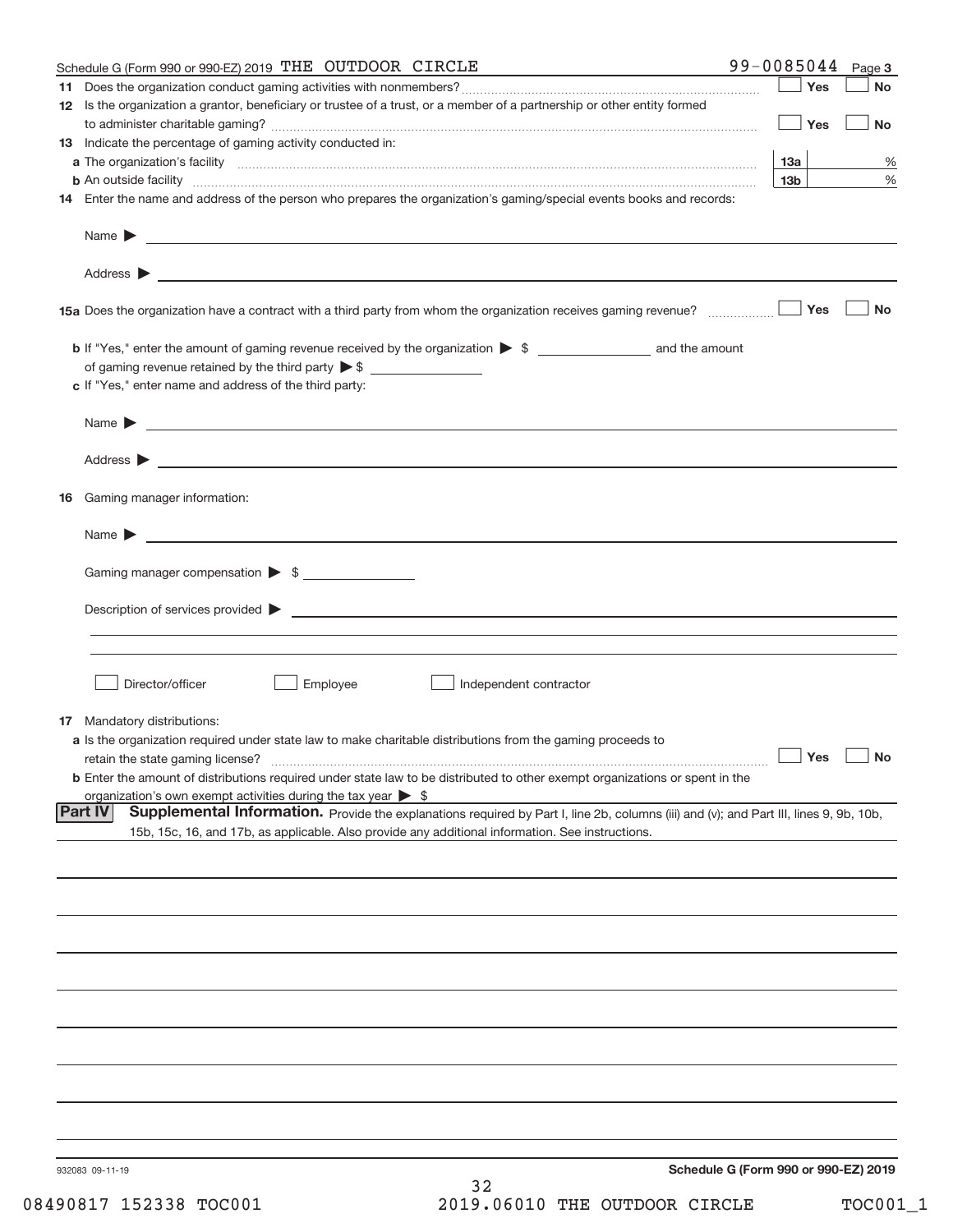Schedule G (Form 990 or 990-EZ) 2019 THE OUTDOOR CIRCLE 99-0085044 Page 3

**11** Does the organization conduct gaming activities with nonmembers? ☐ Yes ☐ No

**12** Is the organization a grantor, beneficiary or trustee of a trust, or a member of a partnership or other entity formed to administer charitable gaming? ☐ Yes ☐ No

**13** Indicate the percentage of gaming activity conducted in:

**a** The organization's facility **13a** %

**b** An outside facility **13b** %

**14** Enter the name and address of the person who prepares the organization's gaming/special events books and records:

Name ▶

Address ▶

**15a** Does the organization have a contract with a third party from whom the organization receives gaming revenue? ☐ Yes ☐ No

**b** If "Yes," enter the amount of gaming revenue received by the organization ▶ $ \_\_\_\_\_\_\_\_ and the amount of gaming revenue retained by the third party ▶ $ \_\_\_\_\_\_\_\_

**c** If "Yes," enter name and address of the third party:

Name ▶

Address ▶

**16** Gaming manager information:

Name ▶

Gaming manager compensation ▶ $

Description of services provided ▶

☐ Director/officer ☐ Employee ☐ Independent contractor

**17** Mandatory distributions:

**a** Is the organization required under state law to make charitable distributions from the gaming proceeds to retain the state gaming license? ☐ Yes ☐ No

**b** Enter the amount of distributions required under state law to be distributed to other exempt organizations or spent in the organization's own exempt activities during the tax year ▶ $

**Part IV** **Supplemental Information.** Provide the explanations required by Part I, line 2b, columns (iii) and (v); and Part III, lines 9, 9b, 10b, 15b, 15c, 16, and 17b, as applicable. Also provide any additional information. See instructions.

932083 09-11-19 Schedule G (Form 990 or 990-EZ) 2019

08490817 152338 TOC001 2019.06010 THE OUTDOOR CIRCLE TOC001_1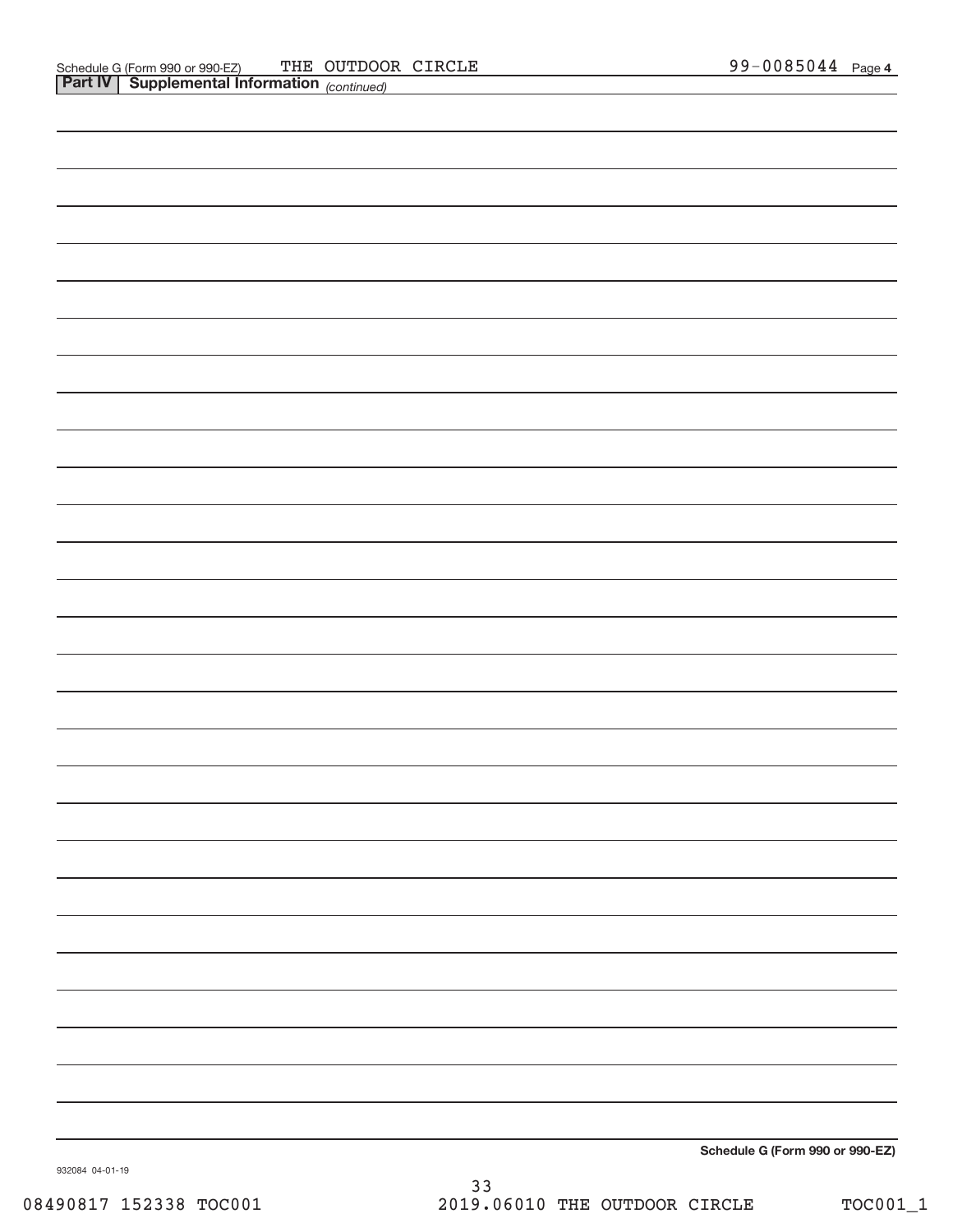Schedule G (Form 990 or 990-EZ) THE OUTDOOR CIRCLE 99-0085044 Page 4

## Part IV Supplemental Information *(continued)*

**Schedule G (Form 990 or 990-EZ)**

932084 04-01-19

08490817 152338 TOC001 2019.06010 THE OUTDOOR CIRCLE TOC001_1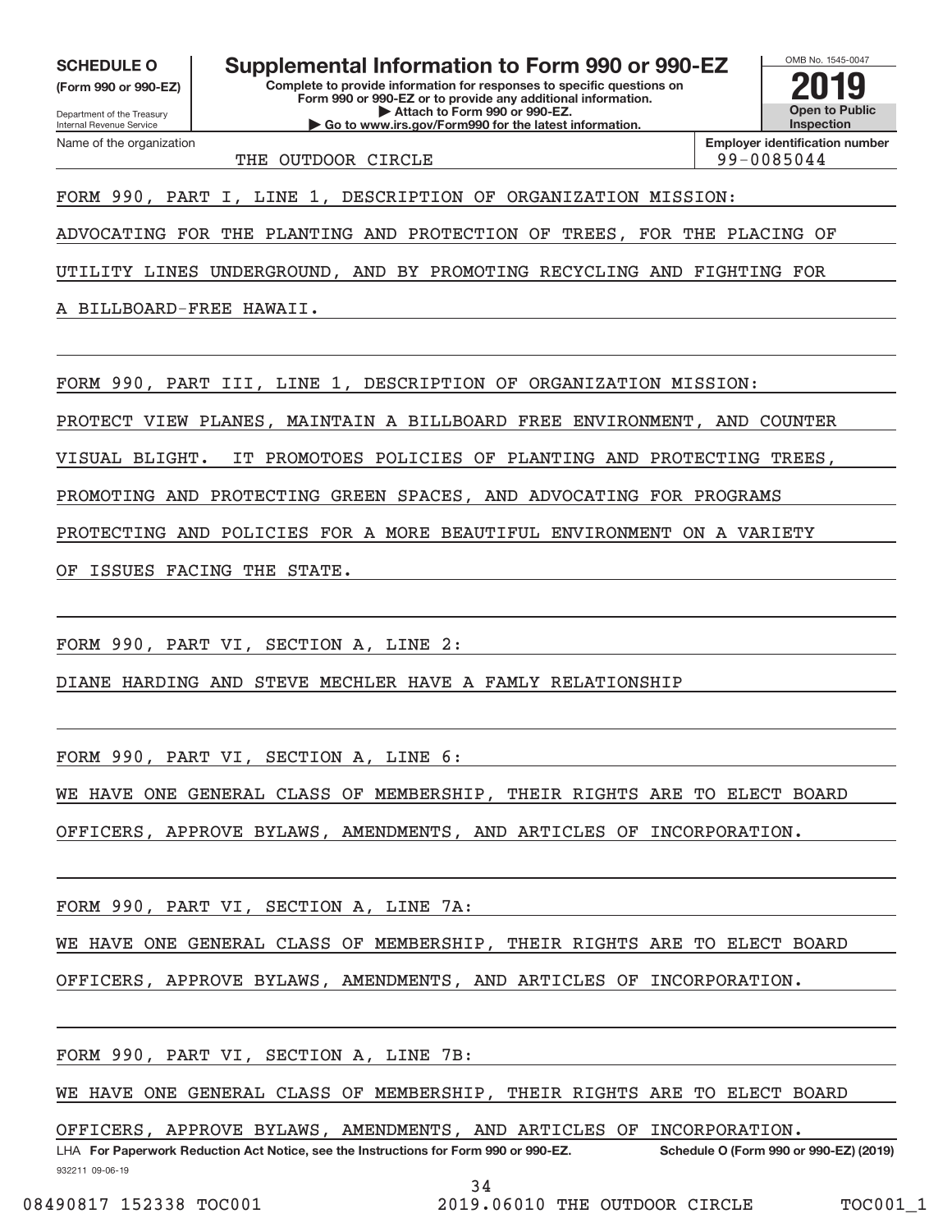**SCHEDULE O** (Form 990 or 990-EZ)

Department of the Treasury
Internal Revenue Service

# Supplemental Information to Form 990 or 990-EZ

**Complete to provide information for responses to specific questions on Form 990 or 990-EZ or to provide any additional information.**
**▶ Attach to Form 990 or 990-EZ.**
**▶ Go to www.irs.gov/Form990 for the latest information.**

OMB No. 1545-0047

**2019**

**Open to Public Inspection**

| Name of the organization | Employer identification number |
| --- | --- |
| THE OUTDOOR CIRCLE | 99-0085044 |

FORM 990, PART I, LINE 1, DESCRIPTION OF ORGANIZATION MISSION:

ADVOCATING FOR THE PLANTING AND PROTECTION OF TREES, FOR THE PLACING OF UTILITY LINES UNDERGROUND, AND BY PROMOTING RECYCLING AND FIGHTING FOR A BILLBOARD-FREE HAWAII.

FORM 990, PART III, LINE 1, DESCRIPTION OF ORGANIZATION MISSION:

PROTECT VIEW PLANES, MAINTAIN A BILLBOARD FREE ENVIRONMENT, AND COUNTER VISUAL BLIGHT. IT PROMOTOES POLICIES OF PLANTING AND PROTECTING TREES, PROMOTING AND PROTECTING GREEN SPACES, AND ADVOCATING FOR PROGRAMS PROTECTING AND POLICIES FOR A MORE BEAUTIFUL ENVIRONMENT ON A VARIETY OF ISSUES FACING THE STATE.

FORM 990, PART VI, SECTION A, LINE 2:

DIANE HARDING AND STEVE MECHLER HAVE A FAMLY RELATIONSHIP

FORM 990, PART VI, SECTION A, LINE 6:

WE HAVE ONE GENERAL CLASS OF MEMBERSHIP, THEIR RIGHTS ARE TO ELECT BOARD OFFICERS, APPROVE BYLAWS, AMENDMENTS, AND ARTICLES OF INCORPORATION.

FORM 990, PART VI, SECTION A, LINE 7A:

WE HAVE ONE GENERAL CLASS OF MEMBERSHIP, THEIR RIGHTS ARE TO ELECT BOARD OFFICERS, APPROVE BYLAWS, AMENDMENTS, AND ARTICLES OF INCORPORATION.

FORM 990, PART VI, SECTION A, LINE 7B:

WE HAVE ONE GENERAL CLASS OF MEMBERSHIP, THEIR RIGHTS ARE TO ELECT BOARD OFFICERS, APPROVE BYLAWS, AMENDMENTS, AND ARTICLES OF INCORPORATION.

LHA **For Paperwork Reduction Act Notice, see the Instructions for Form 990 or 990-EZ.** **Schedule O (Form 990 or 990-EZ) (2019)**

932211 09-06-19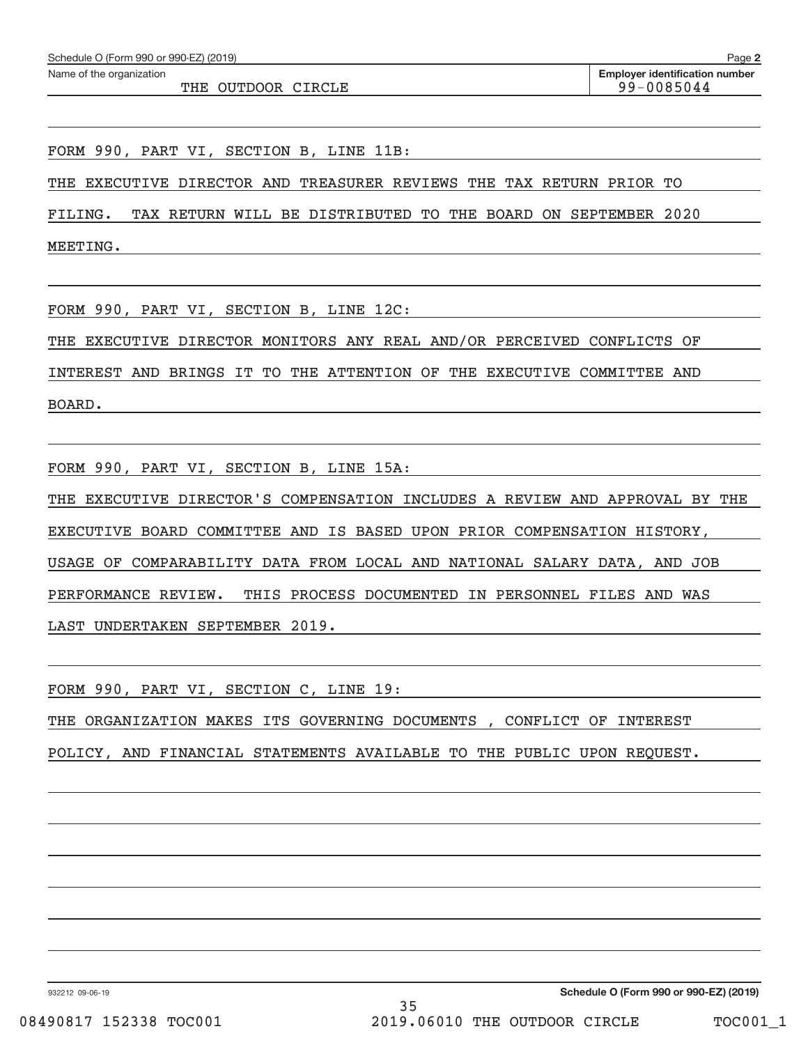Name of the organization: THE OUTDOOR CIRCLE

Employer identification number: 99-0085044

FORM 990, PART VI, SECTION B, LINE 11B:

THE EXECUTIVE DIRECTOR AND TREASURER REVIEWS THE TAX RETURN PRIOR TO FILING. TAX RETURN WILL BE DISTRIBUTED TO THE BOARD ON SEPTEMBER 2020 MEETING.

FORM 990, PART VI, SECTION B, LINE 12C:

THE EXECUTIVE DIRECTOR MONITORS ANY REAL AND/OR PERCEIVED CONFLICTS OF INTEREST AND BRINGS IT TO THE ATTENTION OF THE EXECUTIVE COMMITTEE AND BOARD.

FORM 990, PART VI, SECTION B, LINE 15A:

THE EXECUTIVE DIRECTOR'S COMPENSATION INCLUDES A REVIEW AND APPROVAL BY THE EXECUTIVE BOARD COMMITTEE AND IS BASED UPON PRIOR COMPENSATION HISTORY, USAGE OF COMPARABILITY DATA FROM LOCAL AND NATIONAL SALARY DATA, AND JOB PERFORMANCE REVIEW. THIS PROCESS DOCUMENTED IN PERSONNEL FILES AND WAS LAST UNDERTAKEN SEPTEMBER 2019.

FORM 990, PART VI, SECTION C, LINE 19:

THE ORGANIZATION MAKES ITS GOVERNING DOCUMENTS , CONFLICT OF INTEREST POLICY, AND FINANCIAL STATEMENTS AVAILABLE TO THE PUBLIC UPON REQUEST.